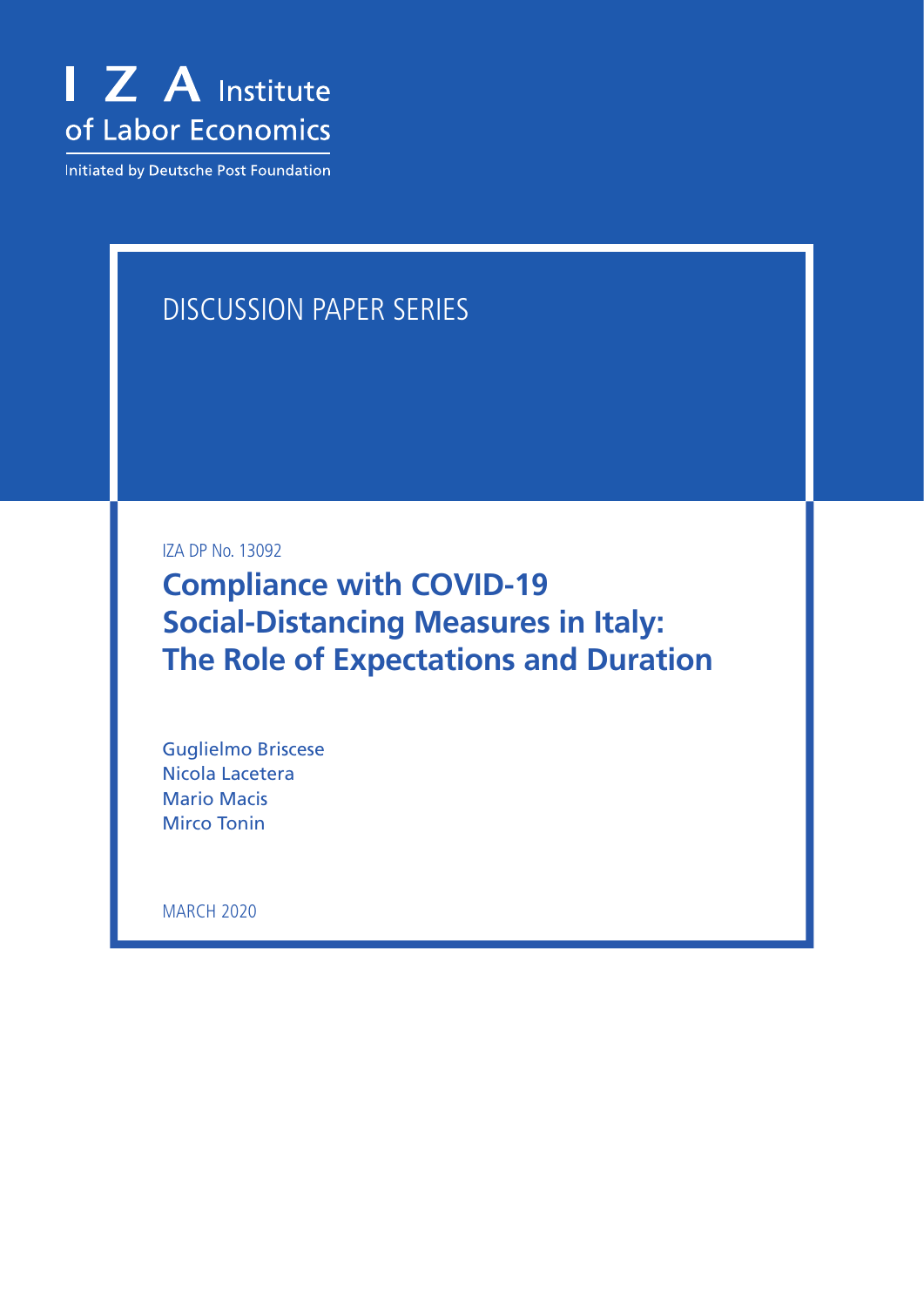I Z A Institute of Labor Economics

Initiated by Deutsche Post Foundation

DISCUSSION PAPER SERIES

IZA DP No. 13092

# Compliance with COVID-19 Social-Distancing Measures in Italy: The Role of Expectations and Duration

Guglielmo Briscese
Nicola Lacetera
Mario Macis
Mirco Tonin

MARCH 2020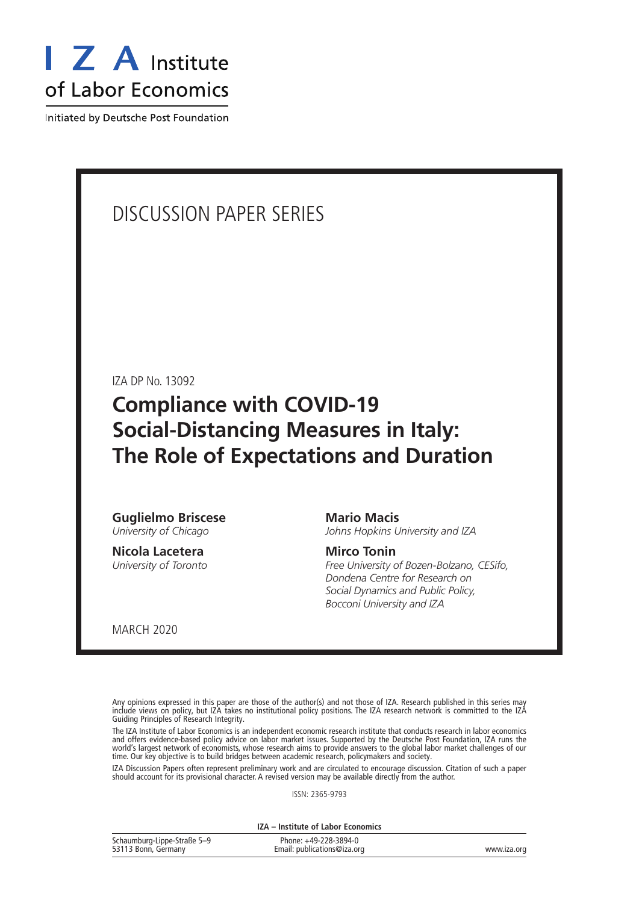I Z A Institute of Labor Economics

Initiated by Deutsche Post Foundation

# DISCUSSION PAPER SERIES

IZA DP No. 13092

## Compliance with COVID-19 Social-Distancing Measures in Italy: The Role of Expectations and Duration

**Guglielmo Briscese**
*University of Chicago*

**Nicola Lacetera**
*University of Toronto*

**Mario Macis**
*Johns Hopkins University and IZA*

**Mirco Tonin**
*Free University of Bozen-Bolzano, CESifo, Dondena Centre for Research on Social Dynamics and Public Policy, Bocconi University and IZA*

MARCH 2020

Any opinions expressed in this paper are those of the author(s) and not those of IZA. Research published in this series may include views on policy, but IZA takes no institutional policy positions. The IZA research network is committed to the IZA Guiding Principles of Research Integrity.

The IZA Institute of Labor Economics is an independent economic research institute that conducts research in labor economics and offers evidence-based policy advice on labor market issues. Supported by the Deutsche Post Foundation, IZA runs the world's largest network of economists, whose research aims to provide answers to the global labor market challenges of our time. Our key objective is to build bridges between academic research, policymakers and society.

IZA Discussion Papers often represent preliminary work and are circulated to encourage discussion. Citation of such a paper should account for its provisional character. A revised version may be available directly from the author.

ISSN: 2365-9793

**IZA – Institute of Labor Economics**

Schaumburg-Lippe-Straße 5–9
53113 Bonn, Germany

Phone: +49-228-3894-0
Email: publications@iza.org

www.iza.org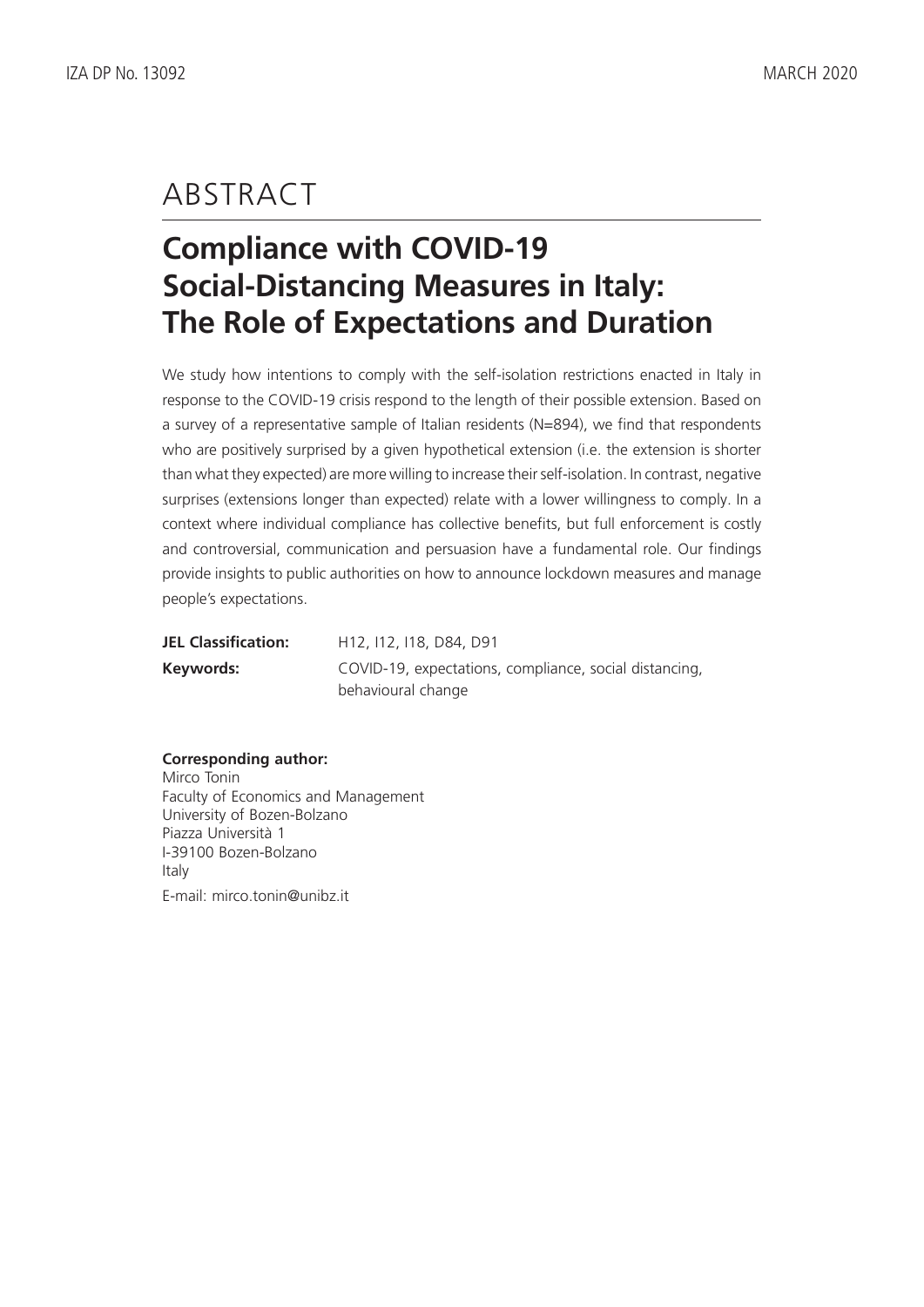# ABSTRACT

## Compliance with COVID-19 Social-Distancing Measures in Italy: The Role of Expectations and Duration

We study how intentions to comply with the self-isolation restrictions enacted in Italy in response to the COVID-19 crisis respond to the length of their possible extension. Based on a survey of a representative sample of Italian residents (N=894), we find that respondents who are positively surprised by a given hypothetical extension (i.e. the extension is shorter than what they expected) are more willing to increase their self-isolation. In contrast, negative surprises (extensions longer than expected) relate with a lower willingness to comply. In a context where individual compliance has collective benefits, but full enforcement is costly and controversial, communication and persuasion have a fundamental role. Our findings provide insights to public authorities on how to announce lockdown measures and manage people's expectations.

**JEL Classification:** H12, I12, I18, D84, D91

**Keywords:** COVID-19, expectations, compliance, social distancing, behavioural change

**Corresponding author:**
Mirco Tonin
Faculty of Economics and Management
University of Bozen-Bolzano
Piazza Università 1
I-39100 Bozen-Bolzano
Italy

E-mail: mirco.tonin@unibz.it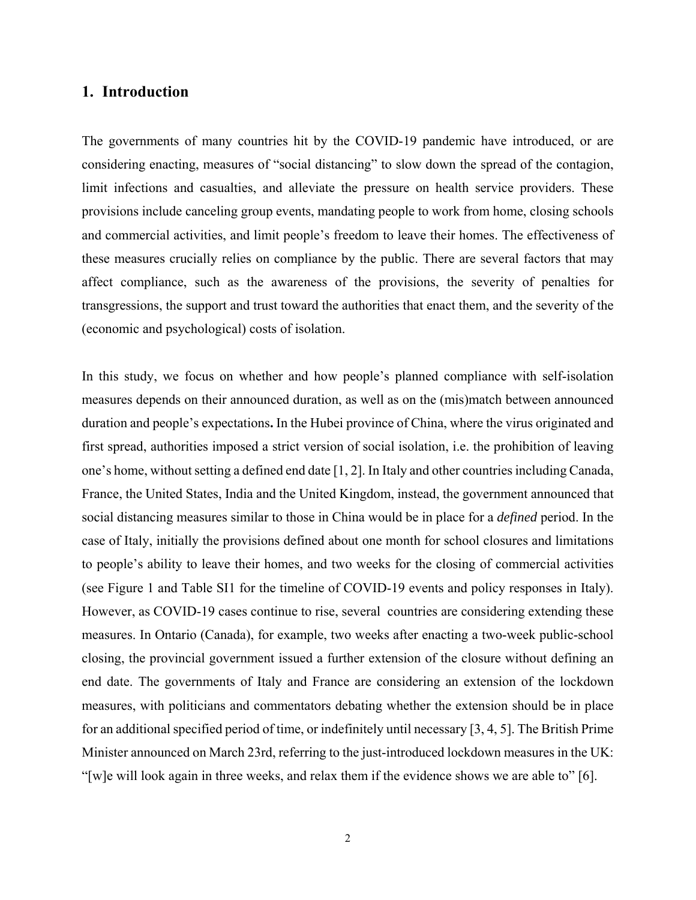## 1. Introduction

The governments of many countries hit by the COVID-19 pandemic have introduced, or are considering enacting, measures of "social distancing" to slow down the spread of the contagion, limit infections and casualties, and alleviate the pressure on health service providers. These provisions include canceling group events, mandating people to work from home, closing schools and commercial activities, and limit people's freedom to leave their homes. The effectiveness of these measures crucially relies on compliance by the public. There are several factors that may affect compliance, such as the awareness of the provisions, the severity of penalties for transgressions, the support and trust toward the authorities that enact them, and the severity of the (economic and psychological) costs of isolation.

In this study, we focus on whether and how people's planned compliance with self-isolation measures depends on their announced duration, as well as on the (mis)match between announced duration and people's expectations**.** In the Hubei province of China, where the virus originated and first spread, authorities imposed a strict version of social isolation, i.e. the prohibition of leaving one's home, without setting a defined end date [1, 2]. In Italy and other countries including Canada, France, the United States, India and the United Kingdom, instead, the government announced that social distancing measures similar to those in China would be in place for a *defined* period. In the case of Italy, initially the provisions defined about one month for school closures and limitations to people's ability to leave their homes, and two weeks for the closing of commercial activities (see Figure 1 and Table SI1 for the timeline of COVID-19 events and policy responses in Italy). However, as COVID-19 cases continue to rise, several countries are considering extending these measures. In Ontario (Canada), for example, two weeks after enacting a two-week public-school closing, the provincial government issued a further extension of the closure without defining an end date. The governments of Italy and France are considering an extension of the lockdown measures, with politicians and commentators debating whether the extension should be in place for an additional specified period of time, or indefinitely until necessary [3, 4, 5]. The British Prime Minister announced on March 23rd, referring to the just-introduced lockdown measures in the UK: "[w]e will look again in three weeks, and relax them if the evidence shows we are able to" [6].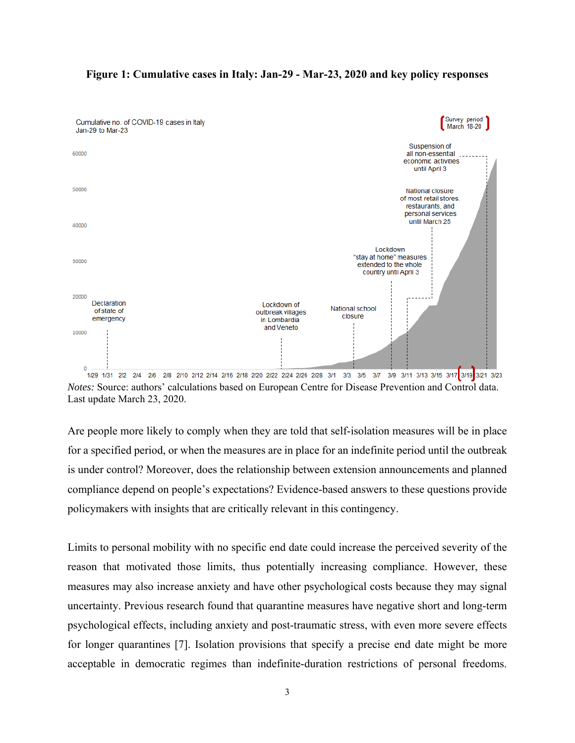**Figure 1: Cumulative cases in Italy: Jan-29 - Mar-23, 2020 and key policy responses**

*Notes:* Source: authors' calculations based on European Centre for Disease Prevention and Control data. Last update March 23, 2020.

Are people more likely to comply when they are told that self-isolation measures will be in place for a specified period, or when the measures are in place for an indefinite period until the outbreak is under control? Moreover, does the relationship between extension announcements and planned compliance depend on people's expectations? Evidence-based answers to these questions provide policymakers with insights that are critically relevant in this contingency.

Limits to personal mobility with no specific end date could increase the perceived severity of the reason that motivated those limits, thus potentially increasing compliance. However, these measures may also increase anxiety and have other psychological costs because they may signal uncertainty. Previous research found that quarantine measures have negative short and long-term psychological effects, including anxiety and post-traumatic stress, with even more severe effects for longer quarantines [7]. Isolation provisions that specify a precise end date might be more acceptable in democratic regimes than indefinite-duration restrictions of personal freedoms.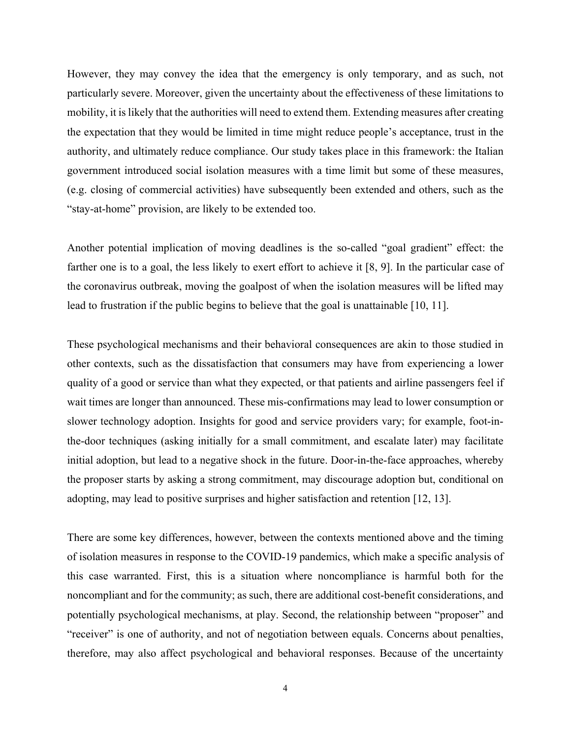However, they may convey the idea that the emergency is only temporary, and as such, not particularly severe. Moreover, given the uncertainty about the effectiveness of these limitations to mobility, it is likely that the authorities will need to extend them. Extending measures after creating the expectation that they would be limited in time might reduce people's acceptance, trust in the authority, and ultimately reduce compliance. Our study takes place in this framework: the Italian government introduced social isolation measures with a time limit but some of these measures, (e.g. closing of commercial activities) have subsequently been extended and others, such as the "stay-at-home" provision, are likely to be extended too.

Another potential implication of moving deadlines is the so-called "goal gradient" effect: the farther one is to a goal, the less likely to exert effort to achieve it [8, 9]. In the particular case of the coronavirus outbreak, moving the goalpost of when the isolation measures will be lifted may lead to frustration if the public begins to believe that the goal is unattainable [10, 11].

These psychological mechanisms and their behavioral consequences are akin to those studied in other contexts, such as the dissatisfaction that consumers may have from experiencing a lower quality of a good or service than what they expected, or that patients and airline passengers feel if wait times are longer than announced. These mis-confirmations may lead to lower consumption or slower technology adoption. Insights for good and service providers vary; for example, foot-in-the-door techniques (asking initially for a small commitment, and escalate later) may facilitate initial adoption, but lead to a negative shock in the future. Door-in-the-face approaches, whereby the proposer starts by asking a strong commitment, may discourage adoption but, conditional on adopting, may lead to positive surprises and higher satisfaction and retention [12, 13].

There are some key differences, however, between the contexts mentioned above and the timing of isolation measures in response to the COVID-19 pandemics, which make a specific analysis of this case warranted. First, this is a situation where noncompliance is harmful both for the noncompliant and for the community; as such, there are additional cost-benefit considerations, and potentially psychological mechanisms, at play. Second, the relationship between "proposer" and "receiver" is one of authority, and not of negotiation between equals. Concerns about penalties, therefore, may also affect psychological and behavioral responses. Because of the uncertainty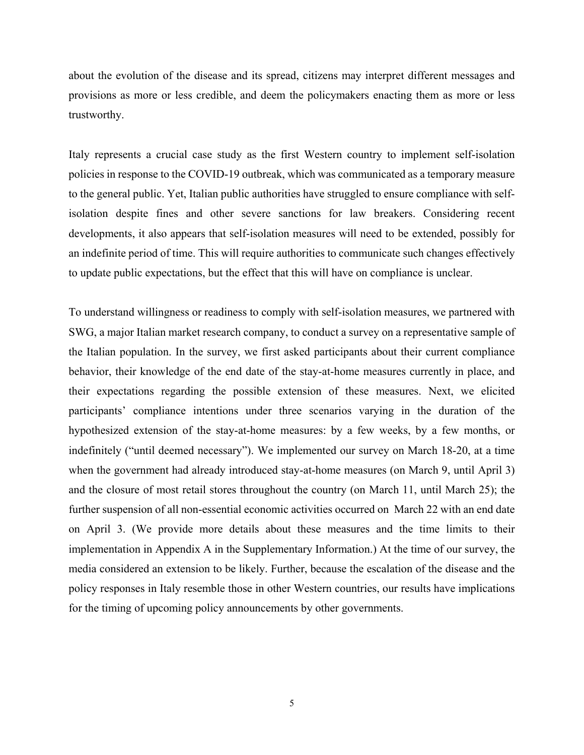about the evolution of the disease and its spread, citizens may interpret different messages and provisions as more or less credible, and deem the policymakers enacting them as more or less trustworthy.

Italy represents a crucial case study as the first Western country to implement self-isolation policies in response to the COVID-19 outbreak, which was communicated as a temporary measure to the general public. Yet, Italian public authorities have struggled to ensure compliance with self-isolation despite fines and other severe sanctions for law breakers. Considering recent developments, it also appears that self-isolation measures will need to be extended, possibly for an indefinite period of time. This will require authorities to communicate such changes effectively to update public expectations, but the effect that this will have on compliance is unclear.

To understand willingness or readiness to comply with self-isolation measures, we partnered with SWG, a major Italian market research company, to conduct a survey on a representative sample of the Italian population. In the survey, we first asked participants about their current compliance behavior, their knowledge of the end date of the stay-at-home measures currently in place, and their expectations regarding the possible extension of these measures. Next, we elicited participants' compliance intentions under three scenarios varying in the duration of the hypothesized extension of the stay-at-home measures: by a few weeks, by a few months, or indefinitely ("until deemed necessary"). We implemented our survey on March 18-20, at a time when the government had already introduced stay-at-home measures (on March 9, until April 3) and the closure of most retail stores throughout the country (on March 11, until March 25); the further suspension of all non-essential economic activities occurred on March 22 with an end date on April 3. (We provide more details about these measures and the time limits to their implementation in Appendix A in the Supplementary Information.) At the time of our survey, the media considered an extension to be likely. Further, because the escalation of the disease and the policy responses in Italy resemble those in other Western countries, our results have implications for the timing of upcoming policy announcements by other governments.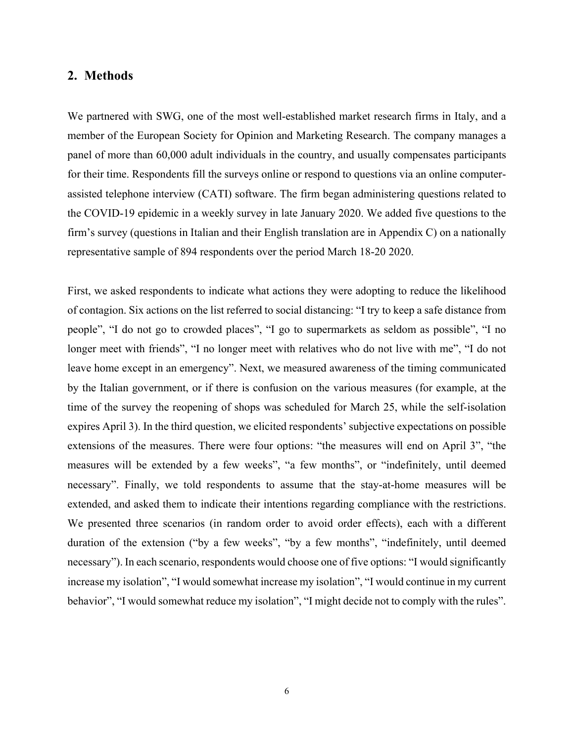## 2. Methods

We partnered with SWG, one of the most well-established market research firms in Italy, and a member of the European Society for Opinion and Marketing Research. The company manages a panel of more than 60,000 adult individuals in the country, and usually compensates participants for their time. Respondents fill the surveys online or respond to questions via an online computer-assisted telephone interview (CATI) software. The firm began administering questions related to the COVID-19 epidemic in a weekly survey in late January 2020. We added five questions to the firm's survey (questions in Italian and their English translation are in Appendix C) on a nationally representative sample of 894 respondents over the period March 18-20 2020.

First, we asked respondents to indicate what actions they were adopting to reduce the likelihood of contagion. Six actions on the list referred to social distancing: "I try to keep a safe distance from people", "I do not go to crowded places", "I go to supermarkets as seldom as possible", "I no longer meet with friends", "I no longer meet with relatives who do not live with me", "I do not leave home except in an emergency". Next, we measured awareness of the timing communicated by the Italian government, or if there is confusion on the various measures (for example, at the time of the survey the reopening of shops was scheduled for March 25, while the self-isolation expires April 3). In the third question, we elicited respondents' subjective expectations on possible extensions of the measures. There were four options: "the measures will end on April 3", "the measures will be extended by a few weeks", "a few months", or "indefinitely, until deemed necessary". Finally, we told respondents to assume that the stay-at-home measures will be extended, and asked them to indicate their intentions regarding compliance with the restrictions. We presented three scenarios (in random order to avoid order effects), each with a different duration of the extension ("by a few weeks", "by a few months", "indefinitely, until deemed necessary"). In each scenario, respondents would choose one of five options: "I would significantly increase my isolation", "I would somewhat increase my isolation", "I would continue in my current behavior", "I would somewhat reduce my isolation", "I might decide not to comply with the rules".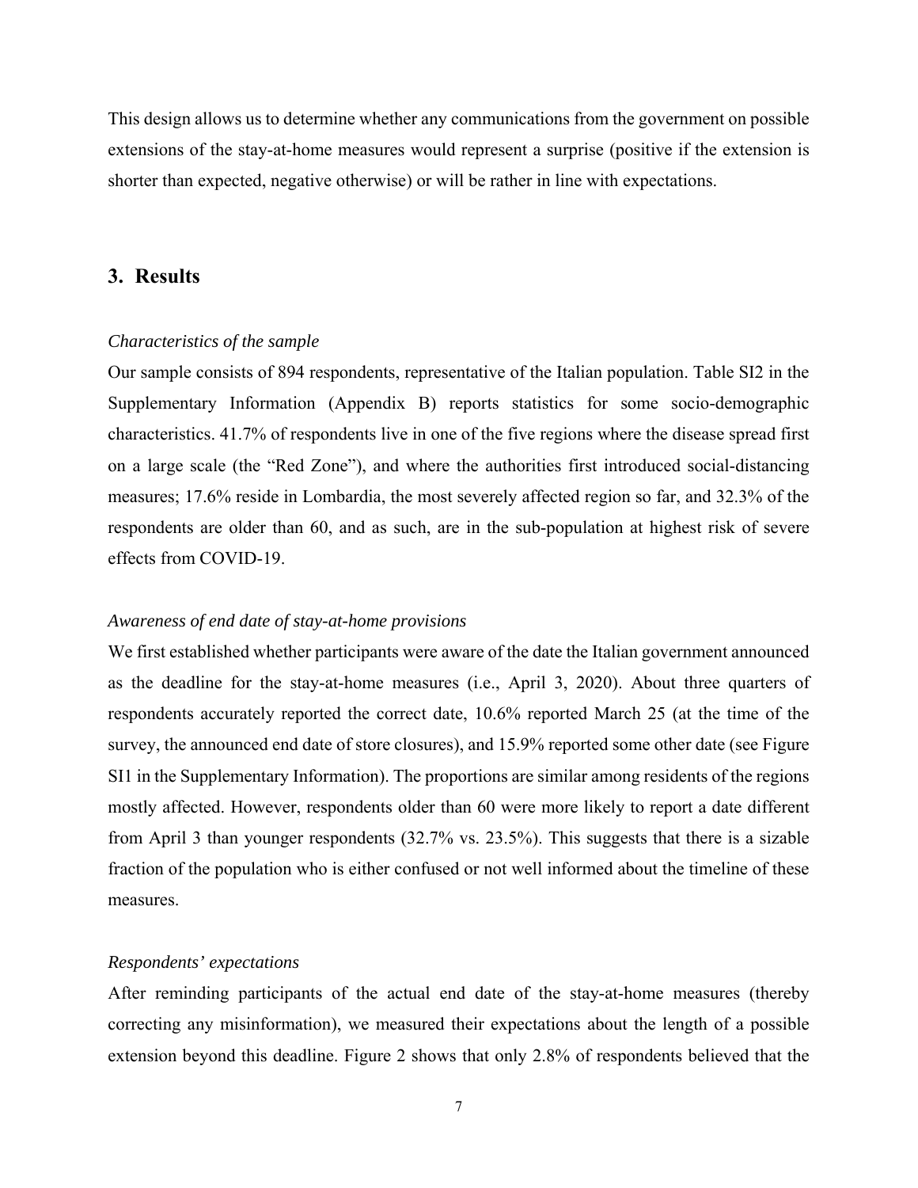This design allows us to determine whether any communications from the government on possible extensions of the stay-at-home measures would represent a surprise (positive if the extension is shorter than expected, negative otherwise) or will be rather in line with expectations.

## 3. Results

*Characteristics of the sample*

Our sample consists of 894 respondents, representative of the Italian population. Table SI2 in the Supplementary Information (Appendix B) reports statistics for some socio-demographic characteristics. 41.7% of respondents live in one of the five regions where the disease spread first on a large scale (the "Red Zone"), and where the authorities first introduced social-distancing measures; 17.6% reside in Lombardia, the most severely affected region so far, and 32.3% of the respondents are older than 60, and as such, are in the sub-population at highest risk of severe effects from COVID-19.

*Awareness of end date of stay-at-home provisions*

We first established whether participants were aware of the date the Italian government announced as the deadline for the stay-at-home measures (i.e., April 3, 2020). About three quarters of respondents accurately reported the correct date, 10.6% reported March 25 (at the time of the survey, the announced end date of store closures), and 15.9% reported some other date (see Figure SI1 in the Supplementary Information). The proportions are similar among residents of the regions mostly affected. However, respondents older than 60 were more likely to report a date different from April 3 than younger respondents (32.7% vs. 23.5%). This suggests that there is a sizable fraction of the population who is either confused or not well informed about the timeline of these measures.

*Respondents' expectations*

After reminding participants of the actual end date of the stay-at-home measures (thereby correcting any misinformation), we measured their expectations about the length of a possible extension beyond this deadline. Figure 2 shows that only 2.8% of respondents believed that the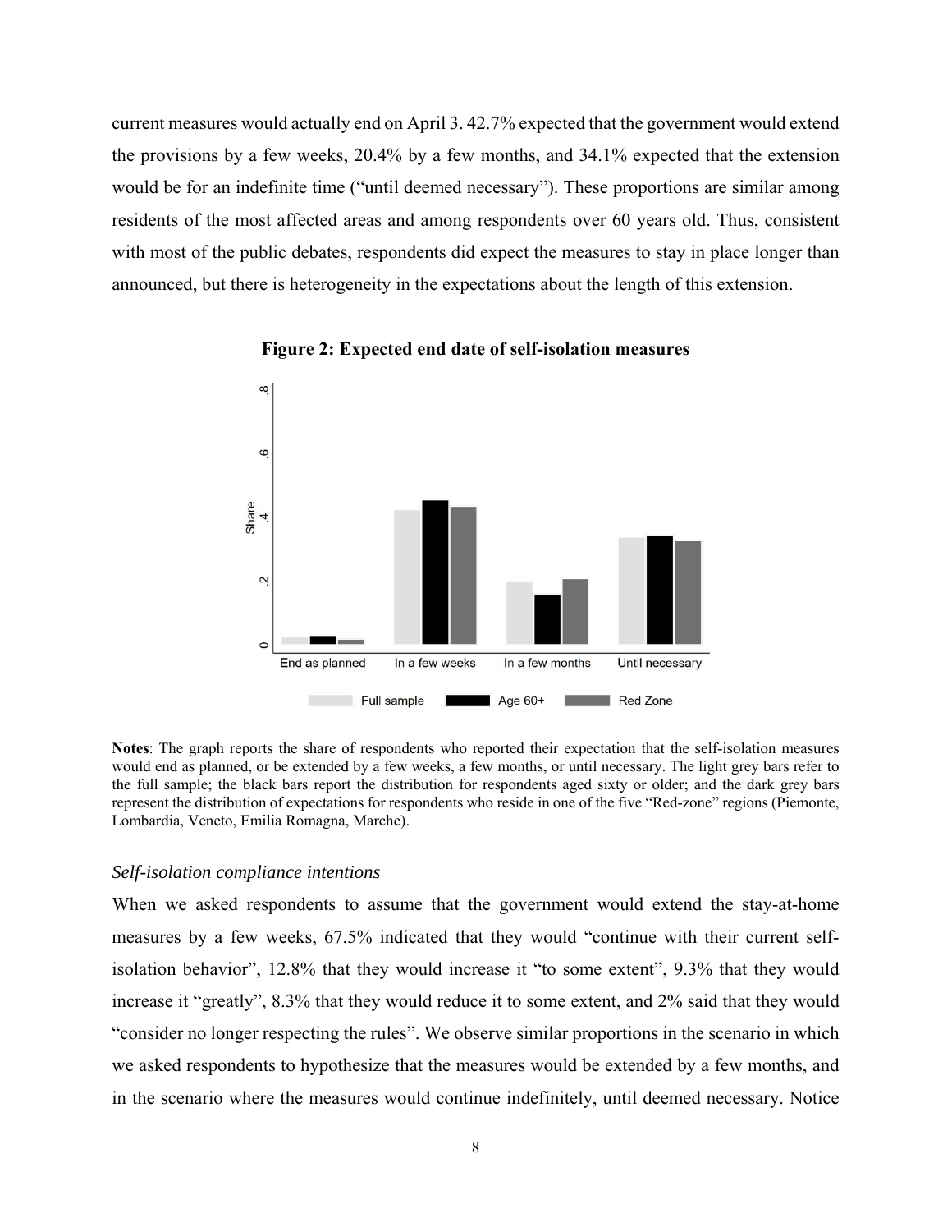current measures would actually end on April 3. 42.7% expected that the government would extend the provisions by a few weeks, 20.4% by a few months, and 34.1% expected that the extension would be for an indefinite time ("until deemed necessary"). These proportions are similar among residents of the most affected areas and among respondents over 60 years old. Thus, consistent with most of the public debates, respondents did expect the measures to stay in place longer than announced, but there is heterogeneity in the expectations about the length of this extension.

**Figure 2: Expected end date of self-isolation measures**

**Notes**: The graph reports the share of respondents who reported their expectation that the self-isolation measures would end as planned, or be extended by a few weeks, a few months, or until necessary. The light grey bars refer to the full sample; the black bars report the distribution for respondents aged sixty or older; and the dark grey bars represent the distribution of expectations for respondents who reside in one of the five "Red-zone" regions (Piemonte, Lombardia, Veneto, Emilia Romagna, Marche).

### *Self-isolation compliance intentions*

When we asked respondents to assume that the government would extend the stay-at-home measures by a few weeks, 67.5% indicated that they would "continue with their current self-isolation behavior", 12.8% that they would increase it "to some extent", 9.3% that they would increase it "greatly", 8.3% that they would reduce it to some extent, and 2% said that they would "consider no longer respecting the rules". We observe similar proportions in the scenario in which we asked respondents to hypothesize that the measures would be extended by a few months, and in the scenario where the measures would continue indefinitely, until deemed necessary. Notice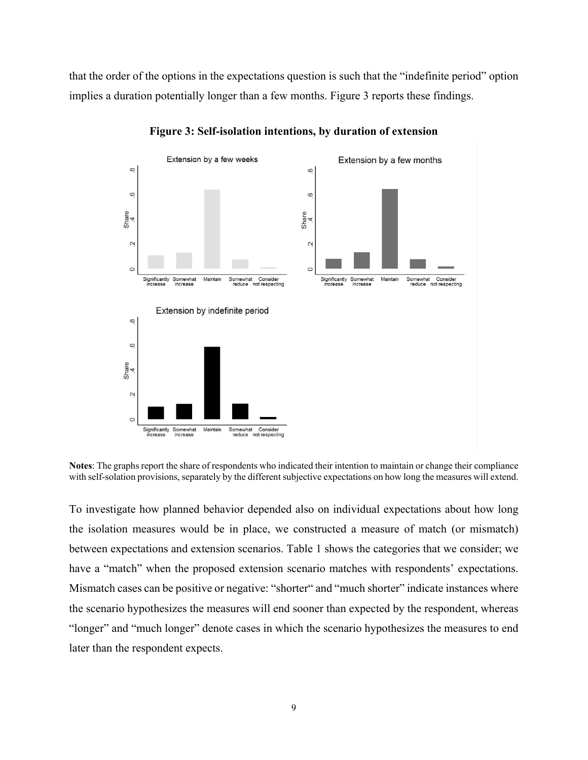that the order of the options in the expectations question is such that the "indefinite period" option implies a duration potentially longer than a few months. Figure 3 reports these findings.

**Figure 3: Self-isolation intentions, by duration of extension**

**Notes**: The graphs report the share of respondents who indicated their intention to maintain or change their compliance with self-solation provisions, separately by the different subjective expectations on how long the measures will extend.

To investigate how planned behavior depended also on individual expectations about how long the isolation measures would be in place, we constructed a measure of match (or mismatch) between expectations and extension scenarios. Table 1 shows the categories that we consider; we have a "match" when the proposed extension scenario matches with respondents' expectations. Mismatch cases can be positive or negative: "shorter" and "much shorter" indicate instances where the scenario hypothesizes the measures will end sooner than expected by the respondent, whereas "longer" and "much longer" denote cases in which the scenario hypothesizes the measures to end later than the respondent expects.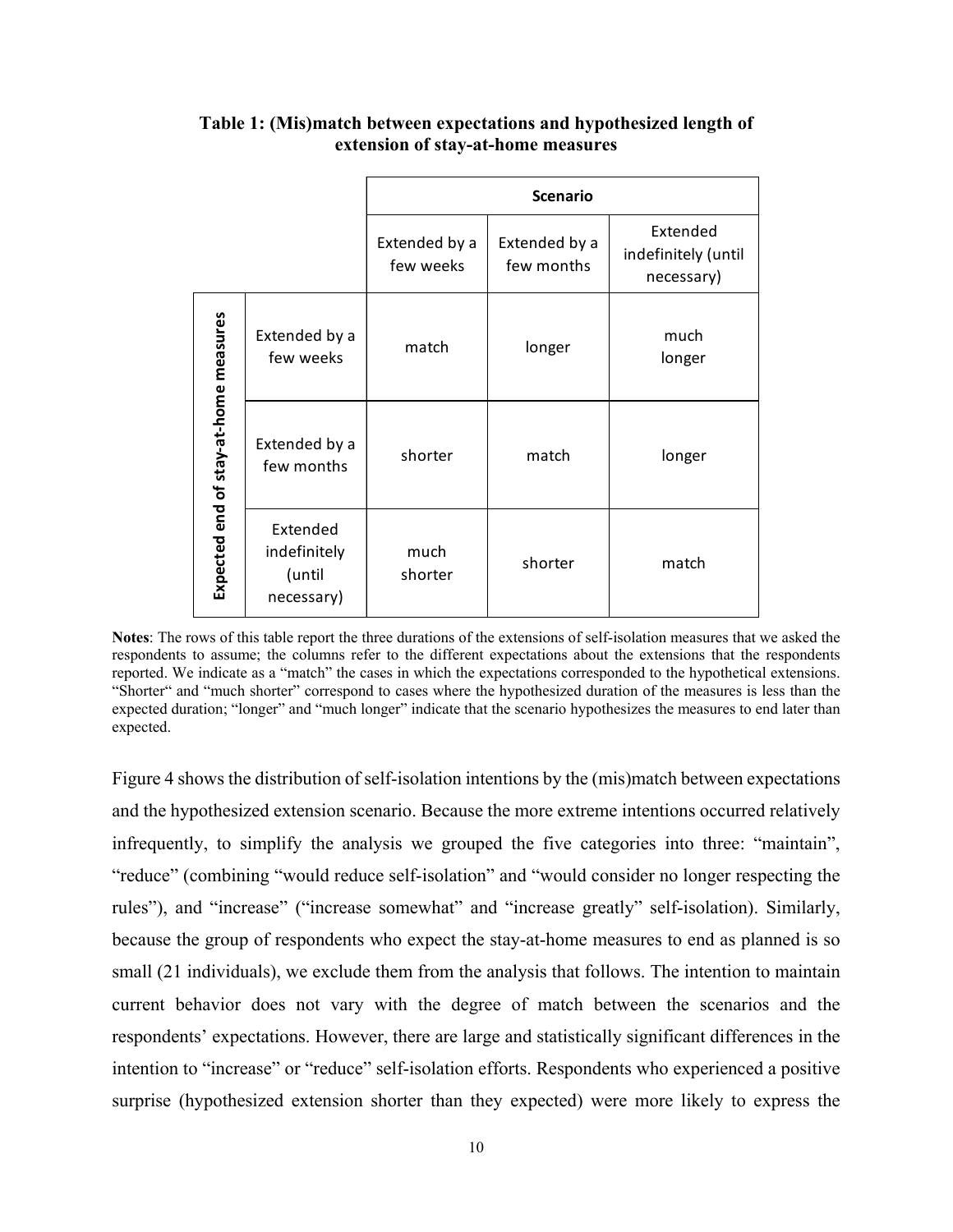**Table 1: (Mis)match between expectations and hypothesized length of extension of stay-at-home measures**

| Expected end of stay-at-home measures | Scenario: Extended by a few weeks | Scenario: Extended by a few months | Scenario: Extended indefinitely (until necessary) |
|---|---|---|---|
| Extended by a few weeks | match | longer | much longer |
| Extended by a few months | shorter | match | longer |
| Extended indefinitely (until necessary) | much shorter | shorter | match |

**Notes**: The rows of this table report the three durations of the extensions of self-isolation measures that we asked the respondents to assume; the columns refer to the different expectations about the extensions that the respondents reported. We indicate as a "match" the cases in which the expectations corresponded to the hypothetical extensions. "Shorter" and "much shorter" correspond to cases where the hypothesized duration of the measures is less than the expected duration; "longer" and "much longer" indicate that the scenario hypothesizes the measures to end later than expected.

Figure 4 shows the distribution of self-isolation intentions by the (mis)match between expectations and the hypothesized extension scenario. Because the more extreme intentions occurred relatively infrequently, to simplify the analysis we grouped the five categories into three: "maintain", "reduce" (combining "would reduce self-isolation" and "would consider no longer respecting the rules"), and "increase" ("increase somewhat" and "increase greatly" self-isolation). Similarly, because the group of respondents who expect the stay-at-home measures to end as planned is so small (21 individuals), we exclude them from the analysis that follows. The intention to maintain current behavior does not vary with the degree of match between the scenarios and the respondents' expectations. However, there are large and statistically significant differences in the intention to "increase" or "reduce" self-isolation efforts. Respondents who experienced a positive surprise (hypothesized extension shorter than they expected) were more likely to express the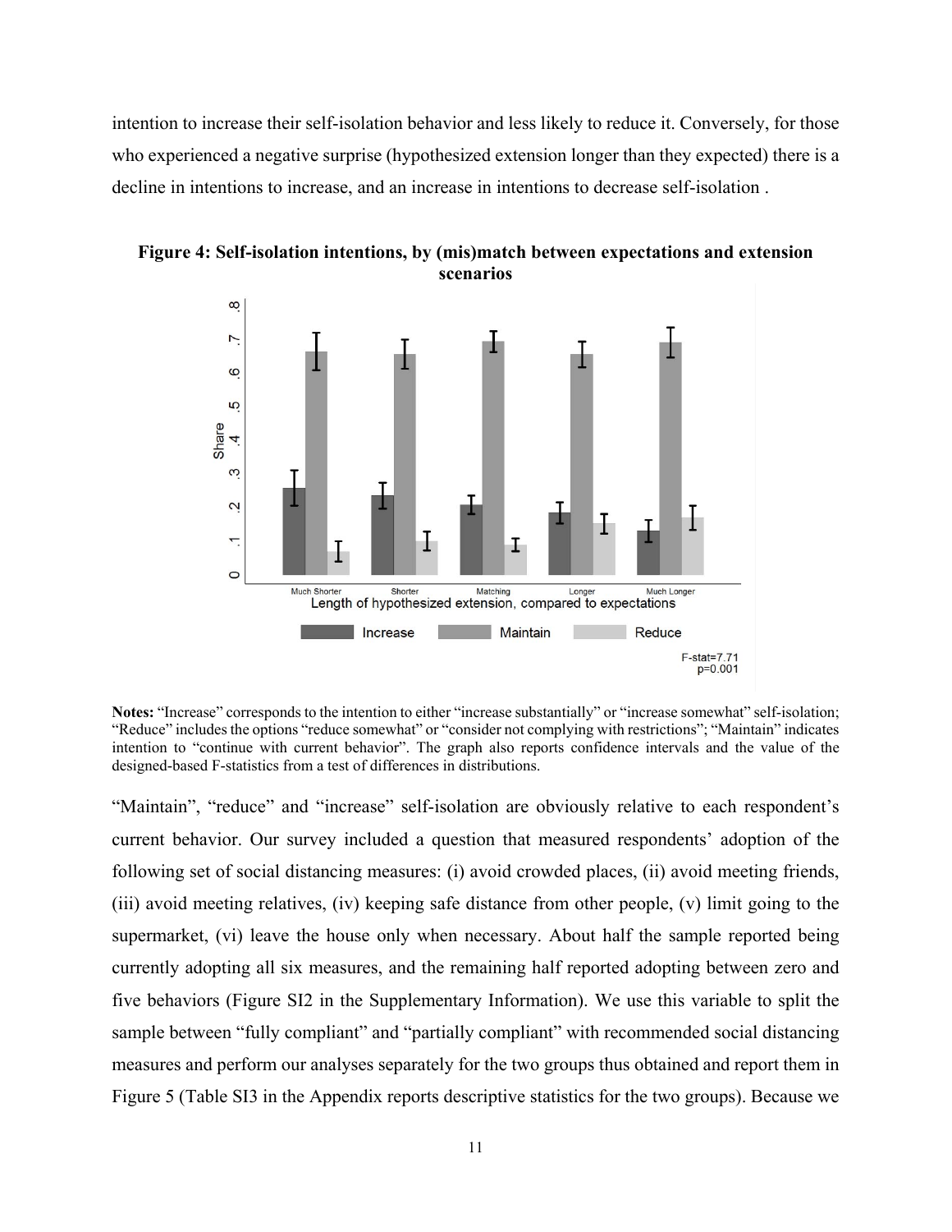intention to increase their self-isolation behavior and less likely to reduce it. Conversely, for those who experienced a negative surprise (hypothesized extension longer than they expected) there is a decline in intentions to increase, and an increase in intentions to decrease self-isolation .

**Figure 4: Self-isolation intentions, by (mis)match between expectations and extension scenarios**

**Notes:** "Increase" corresponds to the intention to either "increase substantially" or "increase somewhat" self-isolation; "Reduce" includes the options "reduce somewhat" or "consider not complying with restrictions"; "Maintain" indicates intention to "continue with current behavior". The graph also reports confidence intervals and the value of the designed-based F-statistics from a test of differences in distributions.

"Maintain", "reduce" and "increase" self-isolation are obviously relative to each respondent's current behavior. Our survey included a question that measured respondents' adoption of the following set of social distancing measures: (i) avoid crowded places, (ii) avoid meeting friends, (iii) avoid meeting relatives, (iv) keeping safe distance from other people, (v) limit going to the supermarket, (vi) leave the house only when necessary. About half the sample reported being currently adopting all six measures, and the remaining half reported adopting between zero and five behaviors (Figure SI2 in the Supplementary Information). We use this variable to split the sample between "fully compliant" and "partially compliant" with recommended social distancing measures and perform our analyses separately for the two groups thus obtained and report them in Figure 5 (Table SI3 in the Appendix reports descriptive statistics for the two groups). Because we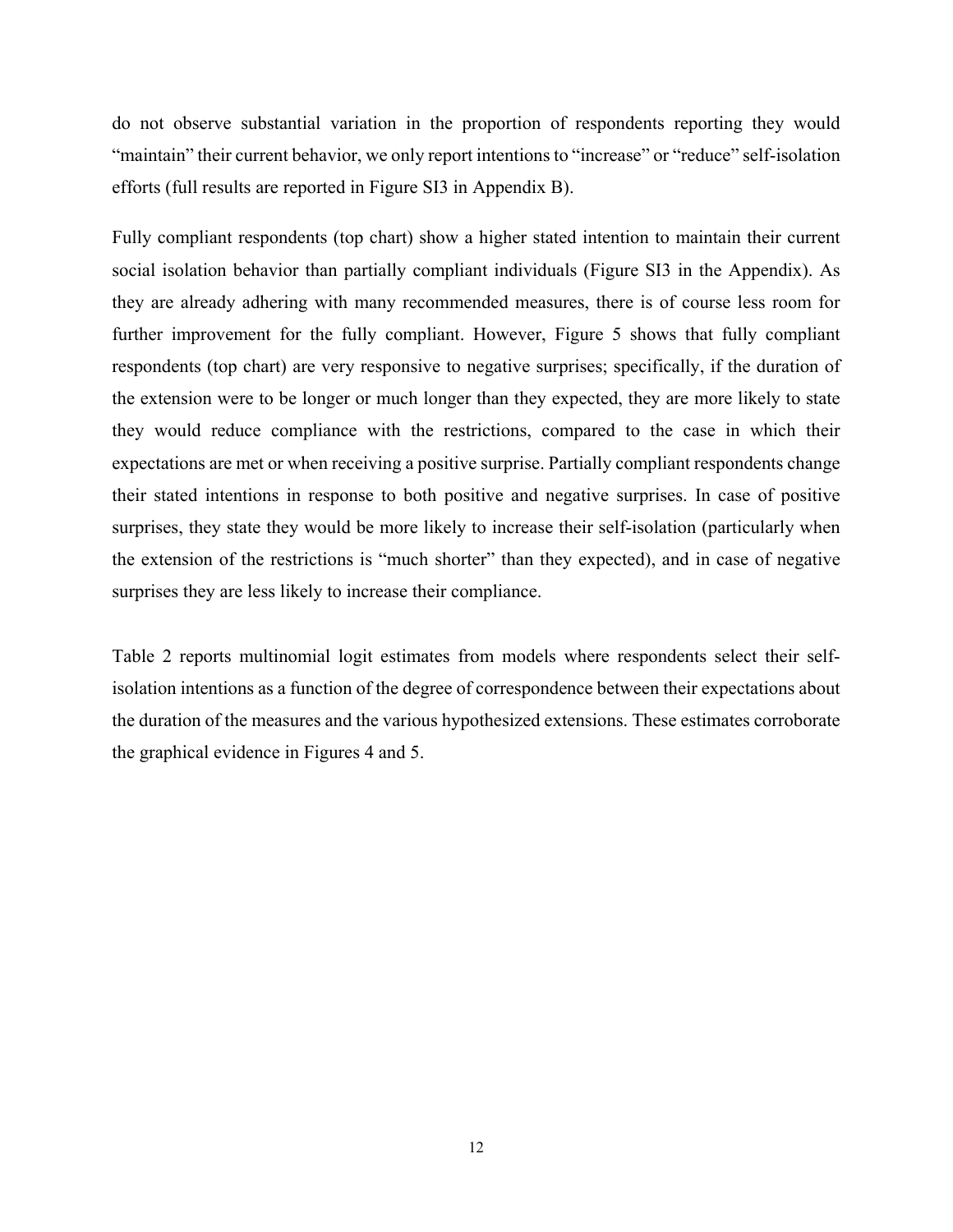do not observe substantial variation in the proportion of respondents reporting they would “maintain” their current behavior, we only report intentions to “increase” or “reduce” self-isolation efforts (full results are reported in Figure SI3 in Appendix B).

Fully compliant respondents (top chart) show a higher stated intention to maintain their current social isolation behavior than partially compliant individuals (Figure SI3 in the Appendix). As they are already adhering with many recommended measures, there is of course less room for further improvement for the fully compliant. However, Figure 5 shows that fully compliant respondents (top chart) are very responsive to negative surprises; specifically, if the duration of the extension were to be longer or much longer than they expected, they are more likely to state they would reduce compliance with the restrictions, compared to the case in which their expectations are met or when receiving a positive surprise. Partially compliant respondents change their stated intentions in response to both positive and negative surprises. In case of positive surprises, they state they would be more likely to increase their self-isolation (particularly when the extension of the restrictions is “much shorter” than they expected), and in case of negative surprises they are less likely to increase their compliance.

Table 2 reports multinomial logit estimates from models where respondents select their self-isolation intentions as a function of the degree of correspondence between their expectations about the duration of the measures and the various hypothesized extensions. These estimates corroborate the graphical evidence in Figures 4 and 5.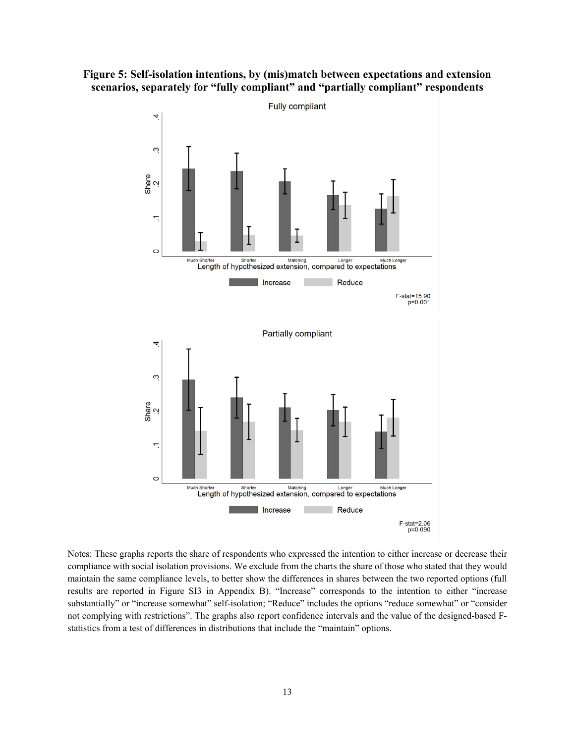**Figure 5: Self-isolation intentions, by (mis)match between expectations and extension scenarios, separately for "fully compliant" and "partially compliant" respondents**

Notes: These graphs reports the share of respondents who expressed the intention to either increase or decrease their compliance with social isolation provisions. We exclude from the charts the share of those who stated that they would maintain the same compliance levels, to better show the differences in shares between the two reported options (full results are reported in Figure SI3 in Appendix B). "Increase" corresponds to the intention to either "increase substantially" or "increase somewhat" self-isolation; "Reduce" includes the options "reduce somewhat" or "consider not complying with restrictions". The graphs also report confidence intervals and the value of the designed-based F-statistics from a test of differences in distributions that include the "maintain" options.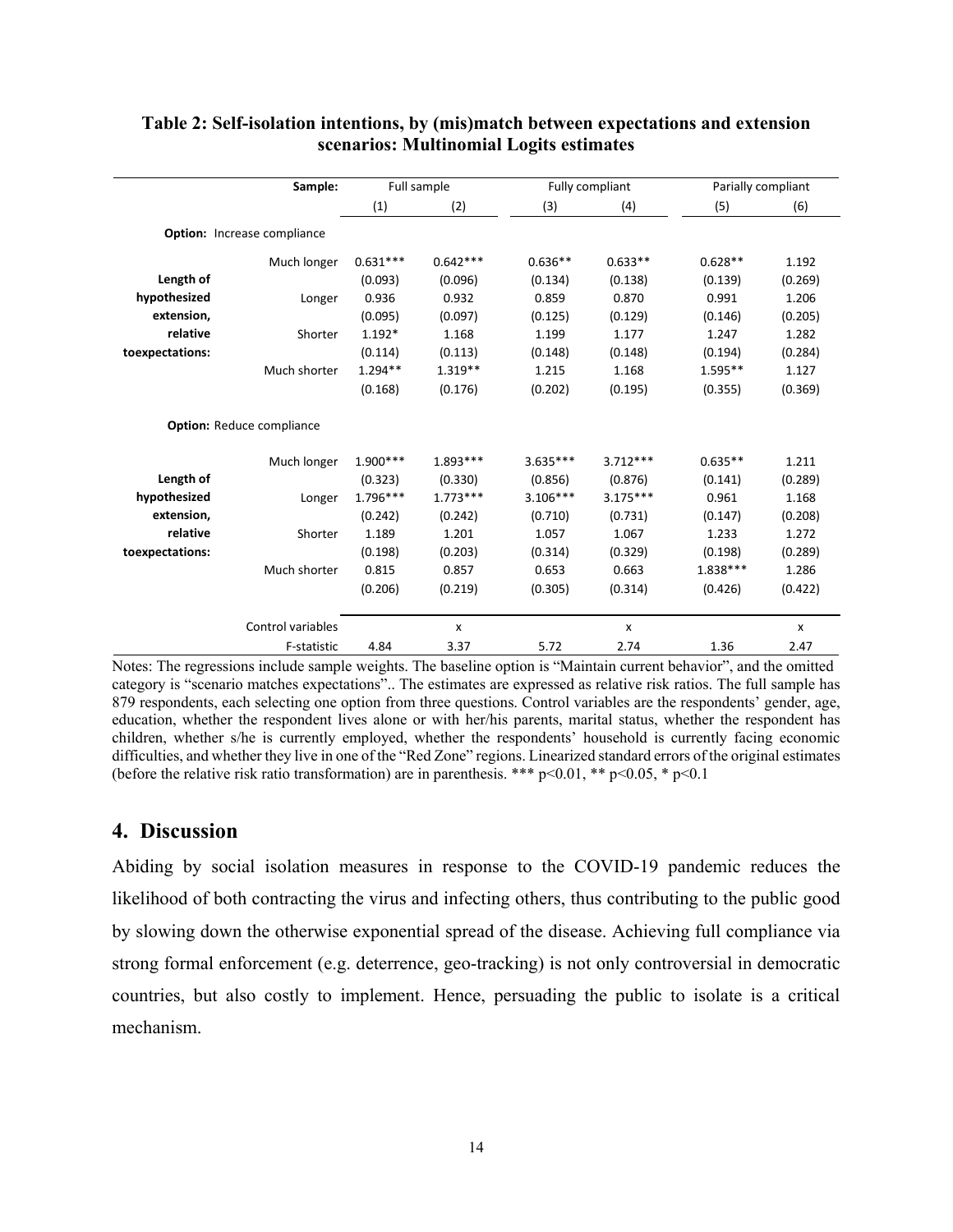**Table 2: Self-isolation intentions, by (mis)match between expectations and extension scenarios: Multinomial Logits estimates**

| | Sample: | Full sample | | Fully compliant | | Parially compliant | |
|---|---|---|---|---|---|---|---|
| | | (1) | (2) | (3) | (4) | (5) | (6) |
| **Option:** Increase compliance | | | | | | | |
| | Much longer | 0.631*** | 0.642*** | 0.636** | 0.633** | 0.628** | 1.192 |
| **Length of** | | (0.093) | (0.096) | (0.134) | (0.138) | (0.139) | (0.269) |
| **hypothesized** | Longer | 0.936 | 0.932 | 0.859 | 0.870 | 0.991 | 1.206 |
| **extension,** | | (0.095) | (0.097) | (0.125) | (0.129) | (0.146) | (0.205) |
| **relative** | Shorter | 1.192* | 1.168 | 1.199 | 1.177 | 1.247 | 1.282 |
| **toexpectations:** | | (0.114) | (0.113) | (0.148) | (0.148) | (0.194) | (0.284) |
| | Much shorter | 1.294** | 1.319** | 1.215 | 1.168 | 1.595** | 1.127 |
| | | (0.168) | (0.176) | (0.202) | (0.195) | (0.355) | (0.369) |
| **Option:** Reduce compliance | | | | | | | |
| | Much longer | 1.900*** | 1.893*** | 3.635*** | 3.712*** | 0.635** | 1.211 |
| **Length of** | | (0.323) | (0.330) | (0.856) | (0.876) | (0.141) | (0.289) |
| **hypothesized** | Longer | 1.796*** | 1.773*** | 3.106*** | 3.175*** | 0.961 | 1.168 |
| **extension,** | | (0.242) | (0.242) | (0.710) | (0.731) | (0.147) | (0.208) |
| **relative** | Shorter | 1.189 | 1.201 | 1.057 | 1.067 | 1.233 | 1.272 |
| **toexpectations:** | | (0.198) | (0.203) | (0.314) | (0.329) | (0.198) | (0.289) |
| | Much shorter | 0.815 | 0.857 | 0.653 | 0.663 | 1.838*** | 1.286 |
| | | (0.206) | (0.219) | (0.305) | (0.314) | (0.426) | (0.422) |
| | Control variables | | x | | x | | x |
| | F-statistic | 4.84 | 3.37 | 5.72 | 2.74 | 1.36 | 2.47 |

Notes: The regressions include sample weights. The baseline option is "Maintain current behavior", and the omitted category is "scenario matches expectations".. The estimates are expressed as relative risk ratios. The full sample has 879 respondents, each selecting one option from three questions. Control variables are the respondents' gender, age, education, whether the respondent lives alone or with her/his parents, marital status, whether the respondent has children, whether s/he is currently employed, whether the respondents' household is currently facing economic difficulties, and whether they live in one of the "Red Zone" regions. Linearized standard errors of the original estimates (before the relative risk ratio transformation) are in parenthesis. *** $p<0.01$, ** $p<0.05$, * $p<0.1$

## 4. Discussion

Abiding by social isolation measures in response to the COVID-19 pandemic reduces the likelihood of both contracting the virus and infecting others, thus contributing to the public good by slowing down the otherwise exponential spread of the disease. Achieving full compliance via strong formal enforcement (e.g. deterrence, geo-tracking) is not only controversial in democratic countries, but also costly to implement. Hence, persuading the public to isolate is a critical mechanism.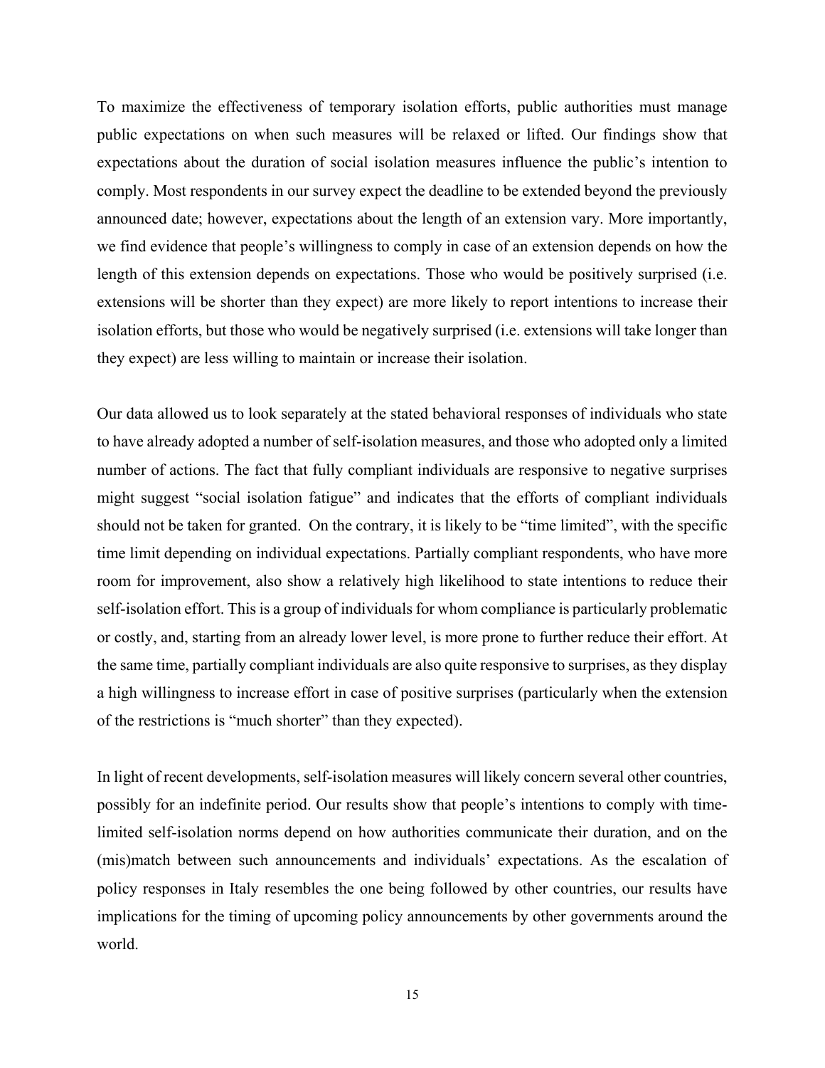To maximize the effectiveness of temporary isolation efforts, public authorities must manage public expectations on when such measures will be relaxed or lifted. Our findings show that expectations about the duration of social isolation measures influence the public's intention to comply. Most respondents in our survey expect the deadline to be extended beyond the previously announced date; however, expectations about the length of an extension vary. More importantly, we find evidence that people's willingness to comply in case of an extension depends on how the length of this extension depends on expectations. Those who would be positively surprised (i.e. extensions will be shorter than they expect) are more likely to report intentions to increase their isolation efforts, but those who would be negatively surprised (i.e. extensions will take longer than they expect) are less willing to maintain or increase their isolation.

Our data allowed us to look separately at the stated behavioral responses of individuals who state to have already adopted a number of self-isolation measures, and those who adopted only a limited number of actions. The fact that fully compliant individuals are responsive to negative surprises might suggest "social isolation fatigue" and indicates that the efforts of compliant individuals should not be taken for granted. On the contrary, it is likely to be "time limited", with the specific time limit depending on individual expectations. Partially compliant respondents, who have more room for improvement, also show a relatively high likelihood to state intentions to reduce their self-isolation effort. This is a group of individuals for whom compliance is particularly problematic or costly, and, starting from an already lower level, is more prone to further reduce their effort. At the same time, partially compliant individuals are also quite responsive to surprises, as they display a high willingness to increase effort in case of positive surprises (particularly when the extension of the restrictions is "much shorter" than they expected).

In light of recent developments, self-isolation measures will likely concern several other countries, possibly for an indefinite period. Our results show that people's intentions to comply with time-limited self-isolation norms depend on how authorities communicate their duration, and on the (mis)match between such announcements and individuals' expectations. As the escalation of policy responses in Italy resembles the one being followed by other countries, our results have implications for the timing of upcoming policy announcements by other governments around the world.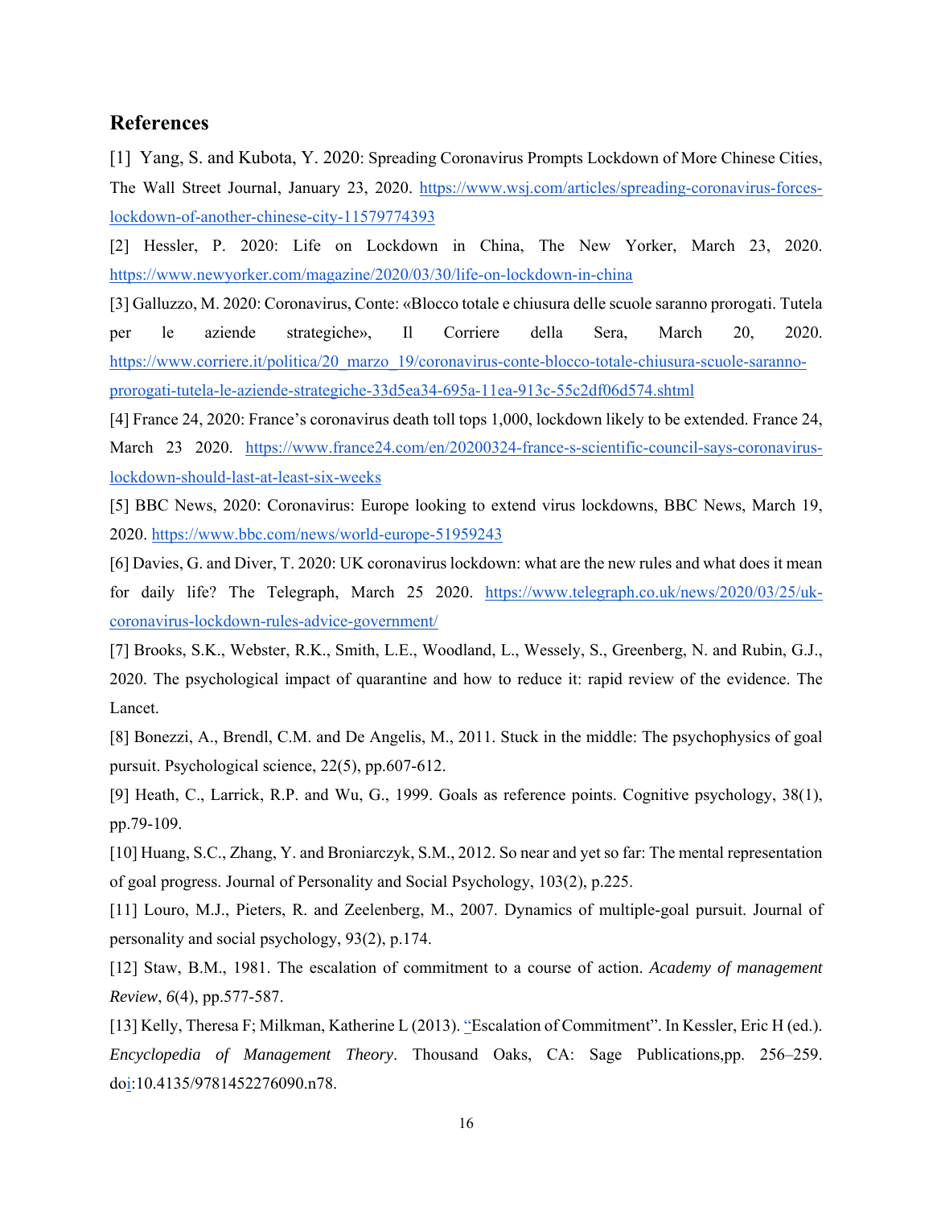## References

[1] Yang, S. and Kubota, Y. 2020: Spreading Coronavirus Prompts Lockdown of More Chinese Cities, The Wall Street Journal, January 23, 2020. https://www.wsj.com/articles/spreading-coronavirus-forces-lockdown-of-another-chinese-city-11579774393

[2] Hessler, P. 2020: Life on Lockdown in China, The New Yorker, March 23, 2020. https://www.newyorker.com/magazine/2020/03/30/life-on-lockdown-in-china

[3] Galluzzo, M. 2020: Coronavirus, Conte: «Blocco totale e chiusura delle scuole saranno prorogati. Tutela per le aziende strategiche», Il Corriere della Sera, March 20, 2020. https://www.corriere.it/politica/20_marzo_19/coronavirus-conte-blocco-totale-chiusura-scuole-saranno-prorogati-tutela-le-aziende-strategiche-33d5ea34-695a-11ea-913c-55c2df06d574.shtml

[4] France 24, 2020: France's coronavirus death toll tops 1,000, lockdown likely to be extended. France 24, March 23 2020. https://www.france24.com/en/20200324-france-s-scientific-council-says-coronavirus-lockdown-should-last-at-least-six-weeks

[5] BBC News, 2020: Coronavirus: Europe looking to extend virus lockdowns, BBC News, March 19, 2020. https://www.bbc.com/news/world-europe-51959243

[6] Davies, G. and Diver, T. 2020: UK coronavirus lockdown: what are the new rules and what does it mean for daily life? The Telegraph, March 25 2020. https://www.telegraph.co.uk/news/2020/03/25/uk-coronavirus-lockdown-rules-advice-government/

[7] Brooks, S.K., Webster, R.K., Smith, L.E., Woodland, L., Wessely, S., Greenberg, N. and Rubin, G.J., 2020. The psychological impact of quarantine and how to reduce it: rapid review of the evidence. The Lancet.

[8] Bonezzi, A., Brendl, C.M. and De Angelis, M., 2011. Stuck in the middle: The psychophysics of goal pursuit. Psychological science, 22(5), pp.607-612.

[9] Heath, C., Larrick, R.P. and Wu, G., 1999. Goals as reference points. Cognitive psychology, 38(1), pp.79-109.

[10] Huang, S.C., Zhang, Y. and Broniarczyk, S.M., 2012. So near and yet so far: The mental representation of goal progress. Journal of Personality and Social Psychology, 103(2), p.225.

[11] Louro, M.J., Pieters, R. and Zeelenberg, M., 2007. Dynamics of multiple-goal pursuit. Journal of personality and social psychology, 93(2), p.174.

[12] Staw, B.M., 1981. The escalation of commitment to a course of action. *Academy of management Review*, *6*(4), pp.577-587.

[13] Kelly, Theresa F; Milkman, Katherine L (2013). "Escalation of Commitment". In Kessler, Eric H (ed.). *Encyclopedia of Management Theory*. Thousand Oaks, CA: Sage Publications,pp. 256–259. doi:10.4135/9781452276090.n78.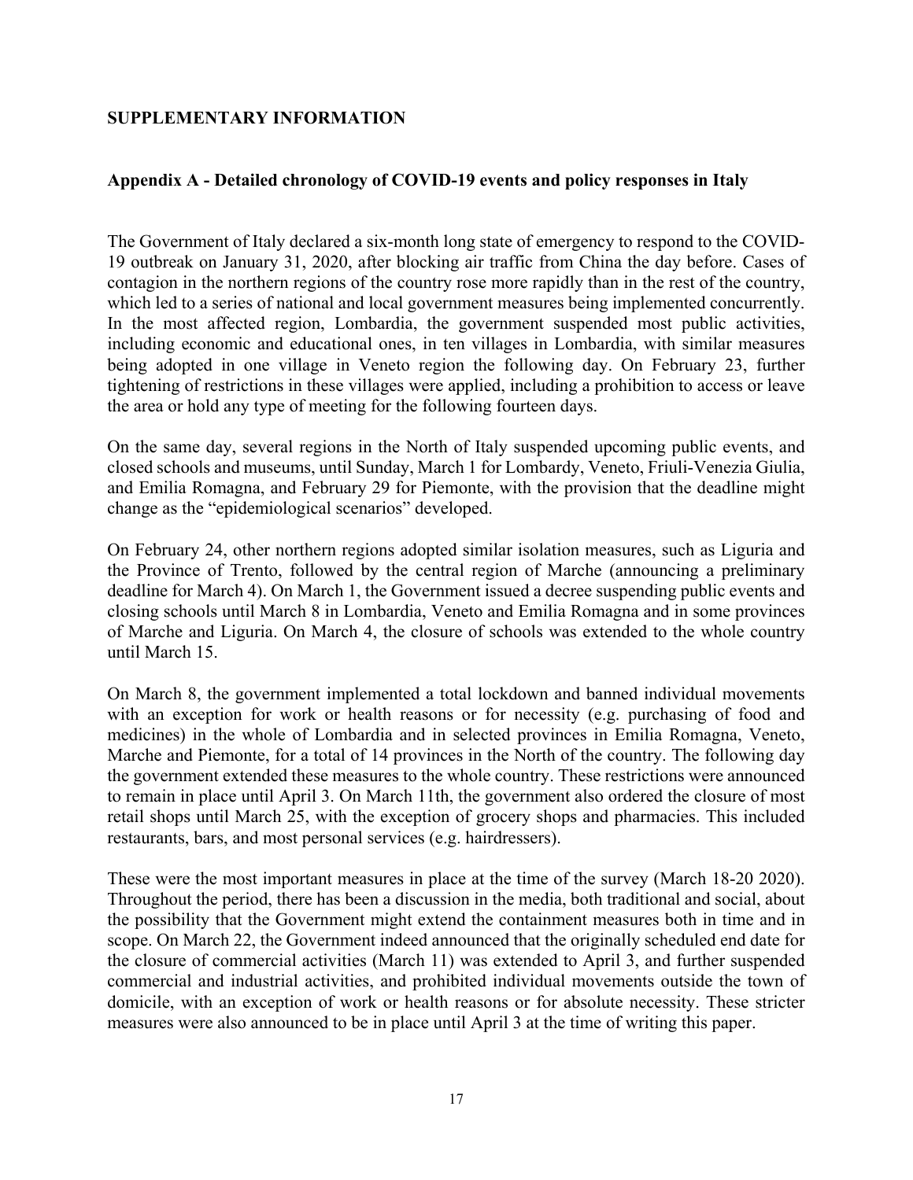## SUPPLEMENTARY INFORMATION

### Appendix A - Detailed chronology of COVID-19 events and policy responses in Italy

The Government of Italy declared a six-month long state of emergency to respond to the COVID-19 outbreak on January 31, 2020, after blocking air traffic from China the day before. Cases of contagion in the northern regions of the country rose more rapidly than in the rest of the country, which led to a series of national and local government measures being implemented concurrently. In the most affected region, Lombardia, the government suspended most public activities, including economic and educational ones, in ten villages in Lombardia, with similar measures being adopted in one village in Veneto region the following day. On February 23, further tightening of restrictions in these villages were applied, including a prohibition to access or leave the area or hold any type of meeting for the following fourteen days.

On the same day, several regions in the North of Italy suspended upcoming public events, and closed schools and museums, until Sunday, March 1 for Lombardy, Veneto, Friuli-Venezia Giulia, and Emilia Romagna, and February 29 for Piemonte, with the provision that the deadline might change as the "epidemiological scenarios" developed.

On February 24, other northern regions adopted similar isolation measures, such as Liguria and the Province of Trento, followed by the central region of Marche (announcing a preliminary deadline for March 4). On March 1, the Government issued a decree suspending public events and closing schools until March 8 in Lombardia, Veneto and Emilia Romagna and in some provinces of Marche and Liguria. On March 4, the closure of schools was extended to the whole country until March 15.

On March 8, the government implemented a total lockdown and banned individual movements with an exception for work or health reasons or for necessity (e.g. purchasing of food and medicines) in the whole of Lombardia and in selected provinces in Emilia Romagna, Veneto, Marche and Piemonte, for a total of 14 provinces in the North of the country. The following day the government extended these measures to the whole country. These restrictions were announced to remain in place until April 3. On March 11th, the government also ordered the closure of most retail shops until March 25, with the exception of grocery shops and pharmacies. This included restaurants, bars, and most personal services (e.g. hairdressers).

These were the most important measures in place at the time of the survey (March 18-20 2020). Throughout the period, there has been a discussion in the media, both traditional and social, about the possibility that the Government might extend the containment measures both in time and in scope. On March 22, the Government indeed announced that the originally scheduled end date for the closure of commercial activities (March 11) was extended to April 3, and further suspended commercial and industrial activities, and prohibited individual movements outside the town of domicile, with an exception of work or health reasons or for absolute necessity. These stricter measures were also announced to be in place until April 3 at the time of writing this paper.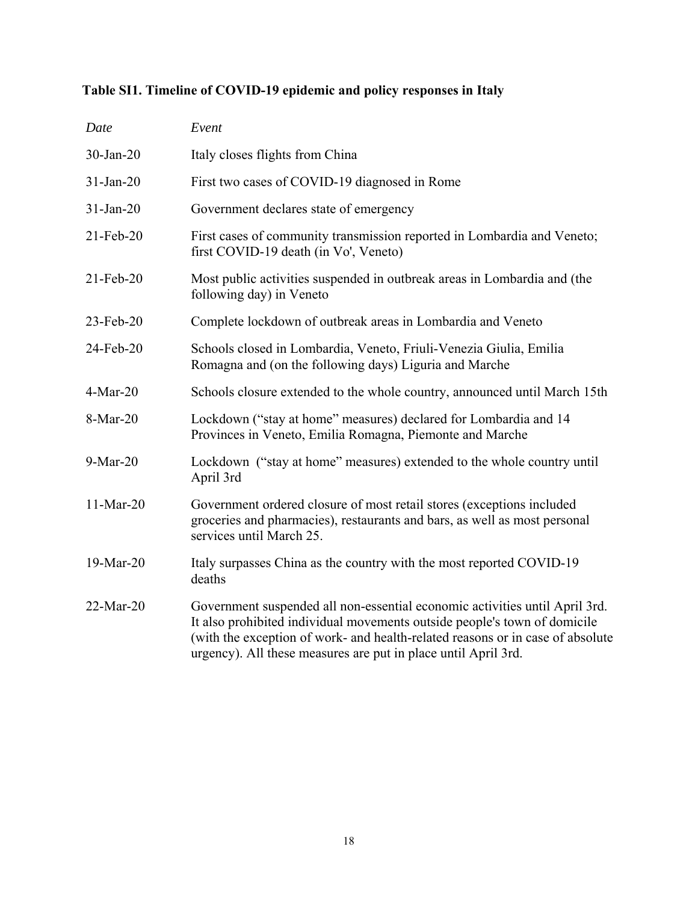**Table SI1. Timeline of COVID-19 epidemic and policy responses in Italy**

| *Date* | *Event* |
|---|---|
| 30-Jan-20 | Italy closes flights from China |
| 31-Jan-20 | First two cases of COVID-19 diagnosed in Rome |
| 31-Jan-20 | Government declares state of emergency |
| 21-Feb-20 | First cases of community transmission reported in Lombardia and Veneto; first COVID-19 death (in Vo', Veneto) |
| 21-Feb-20 | Most public activities suspended in outbreak areas in Lombardia and (the following day) in Veneto |
| 23-Feb-20 | Complete lockdown of outbreak areas in Lombardia and Veneto |
| 24-Feb-20 | Schools closed in Lombardia, Veneto, Friuli-Venezia Giulia, Emilia Romagna and (on the following days) Liguria and Marche |
| 4-Mar-20 | Schools closure extended to the whole country, announced until March 15th |
| 8-Mar-20 | Lockdown ("stay at home" measures) declared for Lombardia and 14 Provinces in Veneto, Emilia Romagna, Piemonte and Marche |
| 9-Mar-20 | Lockdown ("stay at home" measures) extended to the whole country until April 3rd |
| 11-Mar-20 | Government ordered closure of most retail stores (exceptions included groceries and pharmacies), restaurants and bars, as well as most personal services until March 25. |
| 19-Mar-20 | Italy surpasses China as the country with the most reported COVID-19 deaths |
| 22-Mar-20 | Government suspended all non-essential economic activities until April 3rd. It also prohibited individual movements outside people's town of domicile (with the exception of work- and health-related reasons or in case of absolute urgency). All these measures are put in place until April 3rd. |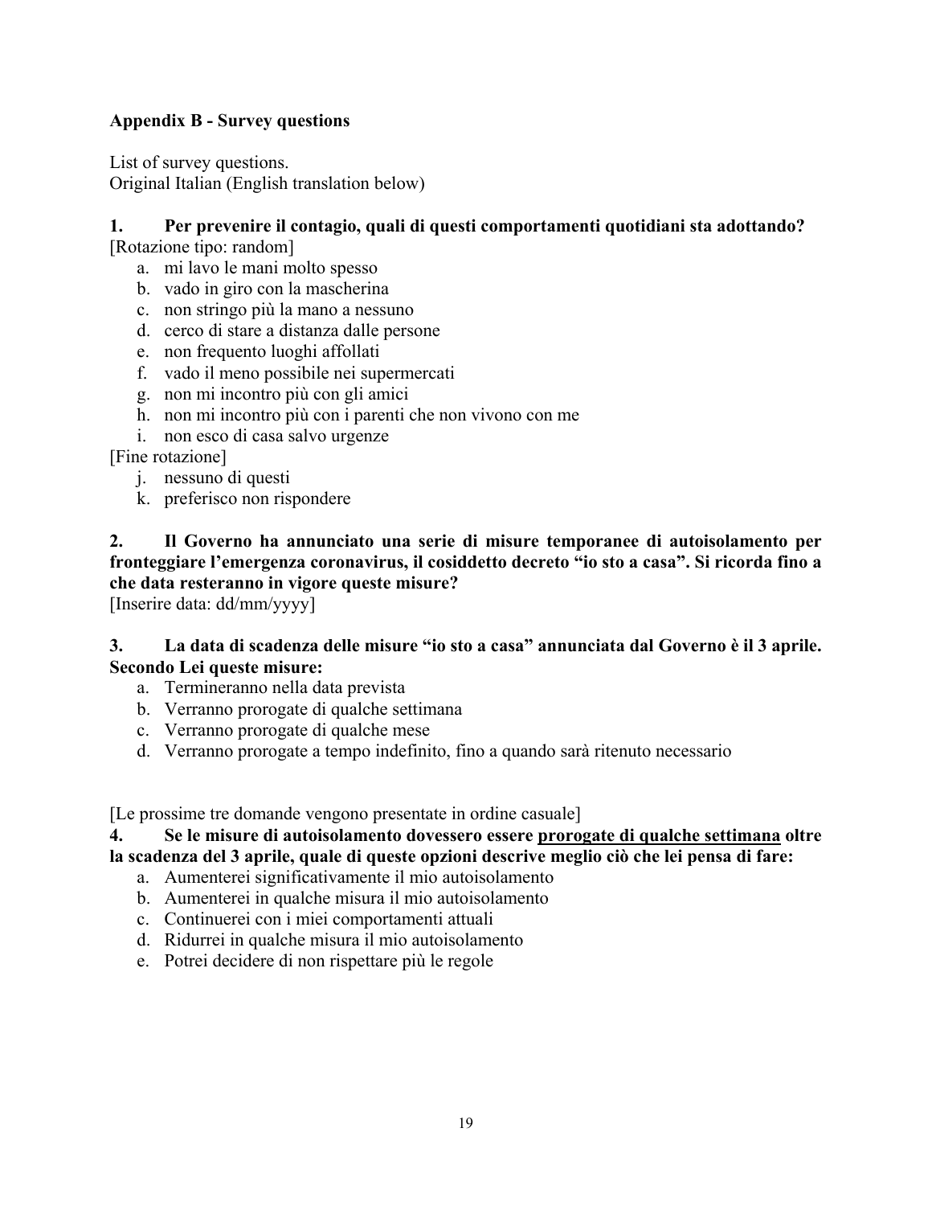**Appendix B - Survey questions**

List of survey questions.
Original Italian (English translation below)

**1. Per prevenire il contagio, quali di questi comportamenti quotidiani sta adottando?**
[Rotazione tipo: random]

a. mi lavo le mani molto spesso
b. vado in giro con la mascherina
c. non stringo più la mano a nessuno
d. cerco di stare a distanza dalle persone
e. non frequento luoghi affollati
f. vado il meno possibile nei supermercati
g. non mi incontro più con gli amici
h. non mi incontro più con i parenti che non vivono con me
i. non esco di casa salvo urgenze

[Fine rotazione]

j. nessuno di questi
k. preferisco non rispondere

**2. Il Governo ha annunciato una serie di misure temporanee di autoisolamento per fronteggiare l'emergenza coronavirus, il cosiddetto decreto "io sto a casa". Si ricorda fino a che data resteranno in vigore queste misure?**
[Inserire data: dd/mm/yyyy]

**3. La data di scadenza delle misure "io sto a casa" annunciata dal Governo è il 3 aprile. Secondo Lei queste misure:**

a. Termineranno nella data prevista
b. Verranno prorogate di qualche settimana
c. Verranno prorogate di qualche mese
d. Verranno prorogate a tempo indefinito, fino a quando sarà ritenuto necessario

[Le prossime tre domande vengono presentate in ordine casuale]

**4. Se le misure di autoisolamento dovessero essere <u>prorogate di qualche settimana</u> oltre la scadenza del 3 aprile, quale di queste opzioni descrive meglio ciò che lei pensa di fare:**

a. Aumenterei significativamente il mio autoisolamento
b. Aumenterei in qualche misura il mio autoisolamento
c. Continuerei con i miei comportamenti attuali
d. Ridurrei in qualche misura il mio autoisolamento
e. Potrei decidere di non rispettare più le regole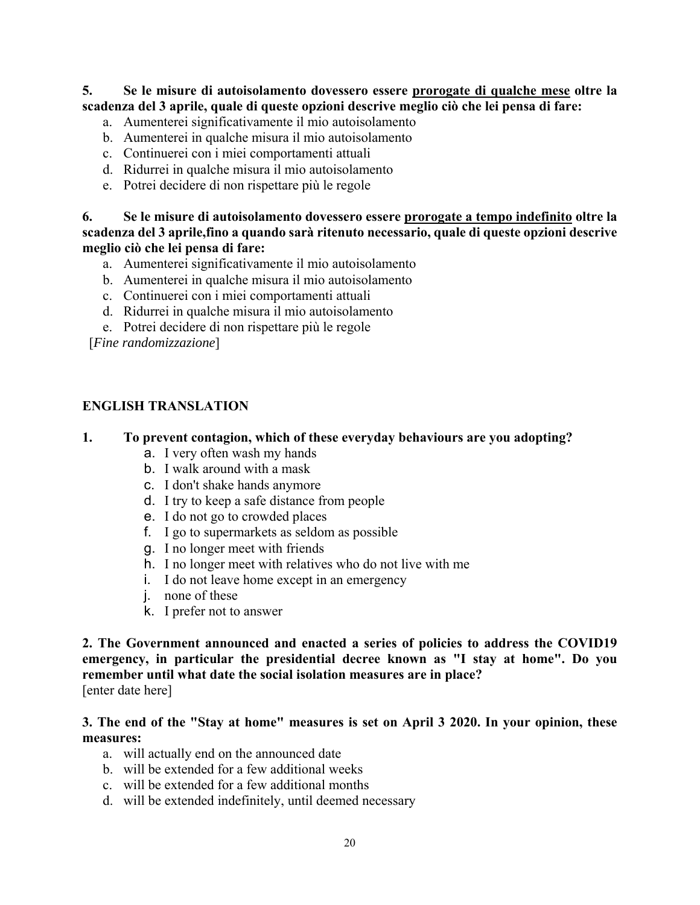**5. Se le misure di autoisolamento dovessero essere <u>prorogate di qualche mese</u> oltre la scadenza del 3 aprile, quale di queste opzioni descrive meglio ciò che lei pensa di fare:**

a. Aumenterei significativamente il mio autoisolamento
b. Aumenterei in qualche misura il mio autoisolamento
c. Continuerei con i miei comportamenti attuali
d. Ridurrei in qualche misura il mio autoisolamento
e. Potrei decidere di non rispettare più le regole

**6. Se le misure di autoisolamento dovessero essere <u>prorogate a tempo indefinito</u> oltre la scadenza del 3 aprile,fino a quando sarà ritenuto necessario, quale di queste opzioni descrive meglio ciò che lei pensa di fare:**

a. Aumenterei significativamente il mio autoisolamento
b. Aumenterei in qualche misura il mio autoisolamento
c. Continuerei con i miei comportamenti attuali
d. Ridurrei in qualche misura il mio autoisolamento
e. Potrei decidere di non rispettare più le regole

[*Fine randomizzazione*]

## ENGLISH TRANSLATION

**1. To prevent contagion, which of these everyday behaviours are you adopting?**

a. I very often wash my hands
b. I walk around with a mask
c. I don't shake hands anymore
d. I try to keep a safe distance from people
e. I do not go to crowded places
f. I go to supermarkets as seldom as possible
g. I no longer meet with friends
h. I no longer meet with relatives who do not live with me
i. I do not leave home except in an emergency
j. none of these
k. I prefer not to answer

**2. The Government announced and enacted a series of policies to address the COVID19 emergency, in particular the presidential decree known as "I stay at home". Do you remember until what date the social isolation measures are in place?**

[enter date here]

**3. The end of the "Stay at home" measures is set on April 3 2020. In your opinion, these measures:**

a. will actually end on the announced date
b. will be extended for a few additional weeks
c. will be extended for a few additional months
d. will be extended indefinitely, until deemed necessary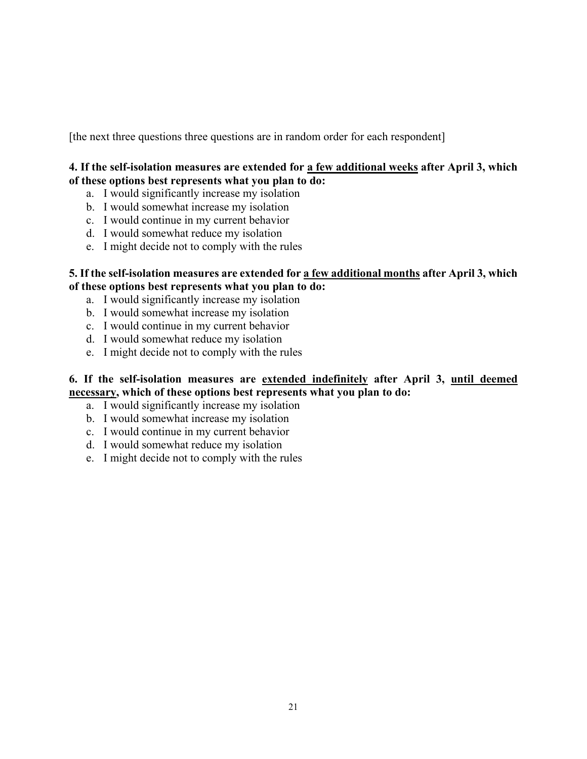[the next three questions three questions are in random order for each respondent]

**4. If the self-isolation measures are extended for <u>a few additional weeks</u> after April 3, which of these options best represents what you plan to do:**

a. I would significantly increase my isolation
b. I would somewhat increase my isolation
c. I would continue in my current behavior
d. I would somewhat reduce my isolation
e. I might decide not to comply with the rules

**5. If the self-isolation measures are extended for <u>a few additional months</u> after April 3, which of these options best represents what you plan to do:**

a. I would significantly increase my isolation
b. I would somewhat increase my isolation
c. I would continue in my current behavior
d. I would somewhat reduce my isolation
e. I might decide not to comply with the rules

**6. If the self-isolation measures are <u>extended indefinitely</u> after April 3, <u>until deemed necessary</u>, which of these options best represents what you plan to do:**

a. I would significantly increase my isolation
b. I would somewhat increase my isolation
c. I would continue in my current behavior
d. I would somewhat reduce my isolation
e. I might decide not to comply with the rules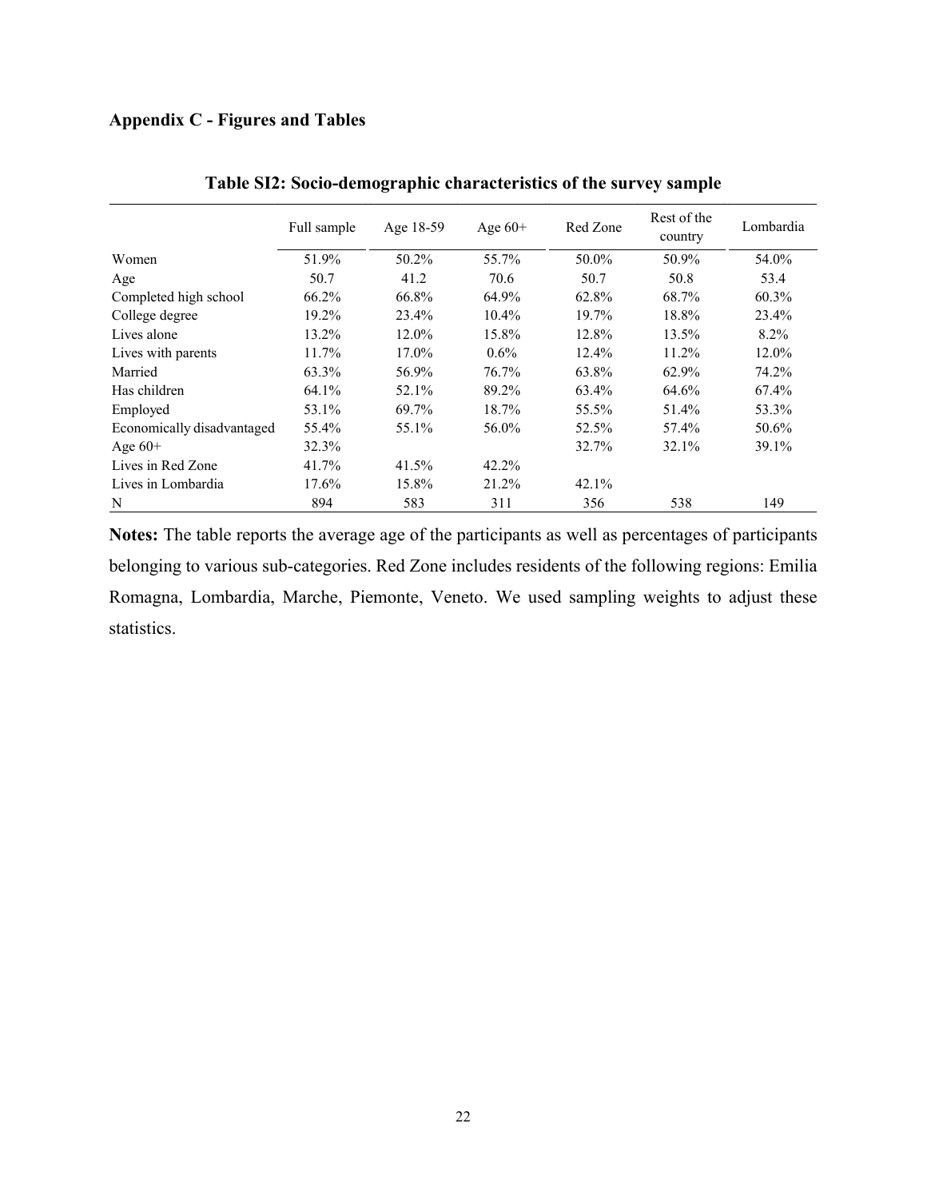**Appendix C - Figures and Tables**

**Table SI2: Socio-demographic characteristics of the survey sample**

| | Full sample | Age 18-59 | Age 60+ | Red Zone | Rest of the country | Lombardia |
|---|---|---|---|---|---|---|
| Women | 51.9% | 50.2% | 55.7% | 50.0% | 50.9% | 54.0% |
| Age | 50.7 | 41.2 | 70.6 | 50.7 | 50.8 | 53.4 |
| Completed high school | 66.2% | 66.8% | 64.9% | 62.8% | 68.7% | 60.3% |
| College degree | 19.2% | 23.4% | 10.4% | 19.7% | 18.8% | 23.4% |
| Lives alone | 13.2% | 12.0% | 15.8% | 12.8% | 13.5% | 8.2% |
| Lives with parents | 11.7% | 17.0% | 0.6% | 12.4% | 11.2% | 12.0% |
| Married | 63.3% | 56.9% | 76.7% | 63.8% | 62.9% | 74.2% |
| Has children | 64.1% | 52.1% | 89.2% | 63.4% | 64.6% | 67.4% |
| Employed | 53.1% | 69.7% | 18.7% | 55.5% | 51.4% | 53.3% |
| Economically disadvantaged | 55.4% | 55.1% | 56.0% | 52.5% | 57.4% | 50.6% |
| Age 60+ | 32.3% | | | 32.7% | 32.1% | 39.1% |
| Lives in Red Zone | 41.7% | 41.5% | 42.2% | | | |
| Lives in Lombardia | 17.6% | 15.8% | 21.2% | 42.1% | | |
| N | 894 | 583 | 311 | 356 | 538 | 149 |

**Notes:** The table reports the average age of the participants as well as percentages of participants belonging to various sub-categories. Red Zone includes residents of the following regions: Emilia Romagna, Lombardia, Marche, Piemonte, Veneto. We used sampling weights to adjust these statistics.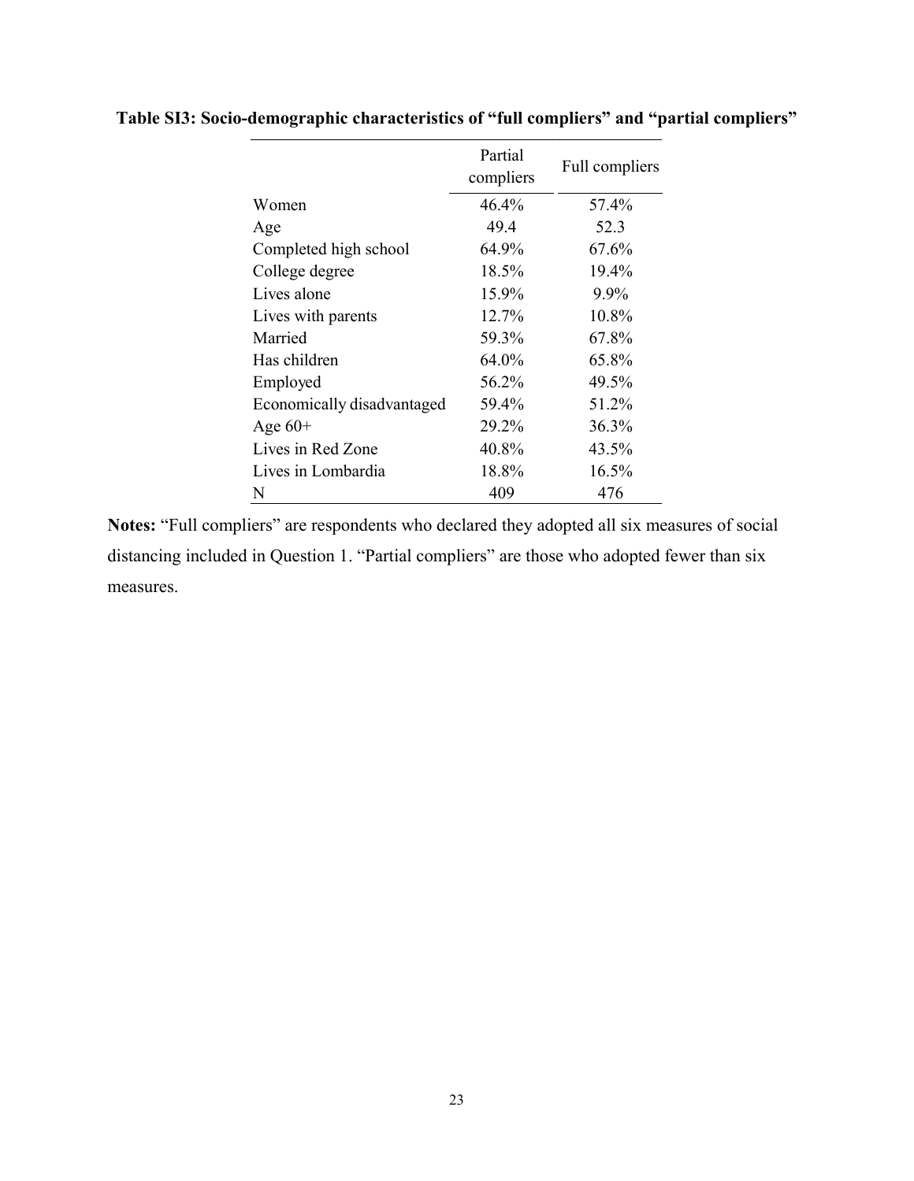**Table SI3: Socio-demographic characteristics of "full compliers" and "partial compliers"**

| | Partial compliers | Full compliers |
|---|---|---|
| Women | 46.4% | 57.4% |
| Age | 49.4 | 52.3 |
| Completed high school | 64.9% | 67.6% |
| College degree | 18.5% | 19.4% |
| Lives alone | 15.9% | 9.9% |
| Lives with parents | 12.7% | 10.8% |
| Married | 59.3% | 67.8% |
| Has children | 64.0% | 65.8% |
| Employed | 56.2% | 49.5% |
| Economically disadvantaged | 59.4% | 51.2% |
| Age 60+ | 29.2% | 36.3% |
| Lives in Red Zone | 40.8% | 43.5% |
| Lives in Lombardia | 18.8% | 16.5% |
| N | 409 | 476 |

**Notes:** "Full compliers" are respondents who declared they adopted all six measures of social distancing included in Question 1. "Partial compliers" are those who adopted fewer than six measures.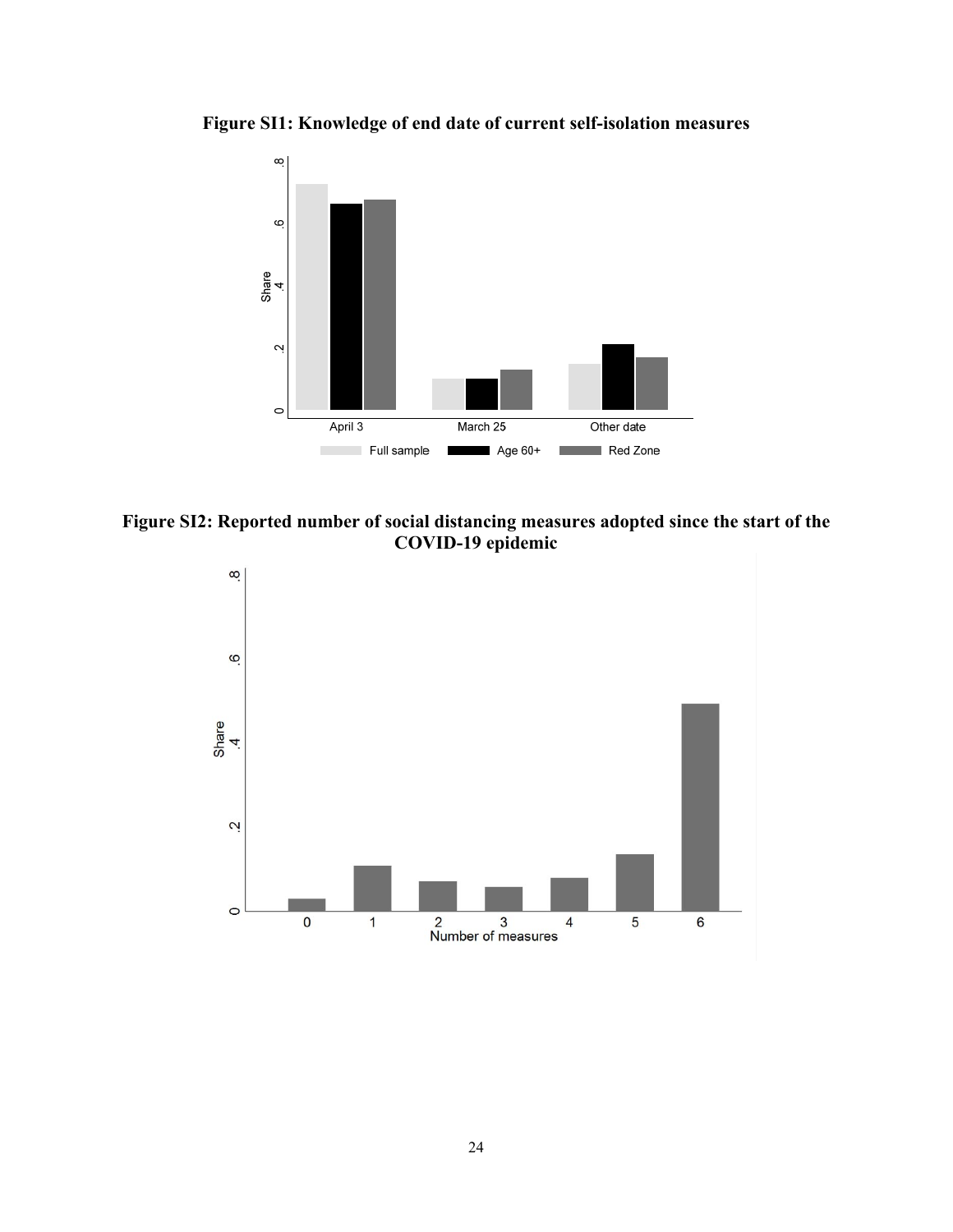**Figure SI1: Knowledge of end date of current self-isolation measures**

**Figure SI2: Reported number of social distancing measures adopted since the start of the COVID-19 epidemic**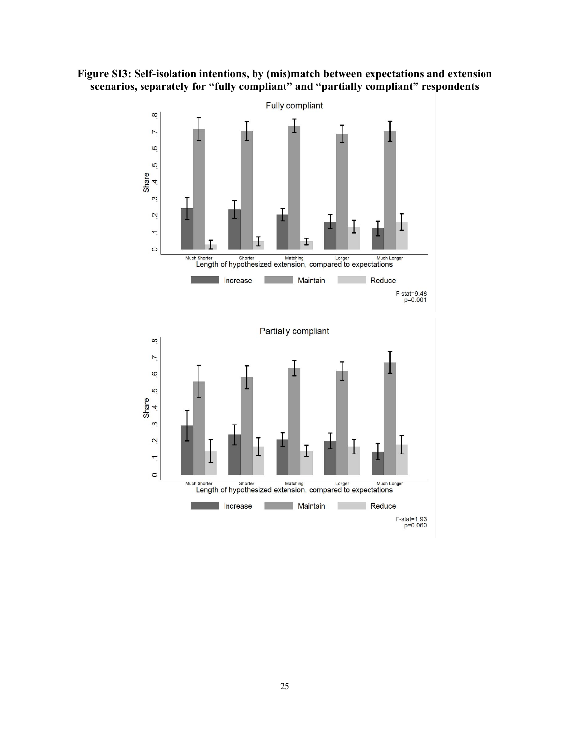**Figure SI3: Self-isolation intentions, by (mis)match between expectations and extension scenarios, separately for "fully compliant" and "partially compliant" respondents**

Fully compliant

Share

0 .1 .2 .3 .4 .5 .6 .7 .8

Much Shorter Shorter Matching Longer Much Longer

Length of hypothesized extension, compared to expectations

Increase Maintain Reduce

F-stat=9.48
p=0.001

Partially compliant

Share

0 .1 .2 .3 .4 .5 .6 .7 .8

Much Shorter Shorter Matching Longer Much Longer

Length of hypothesized extension, compared to expectations

Increase Maintain Reduce

F-stat=1.93
p=0.060